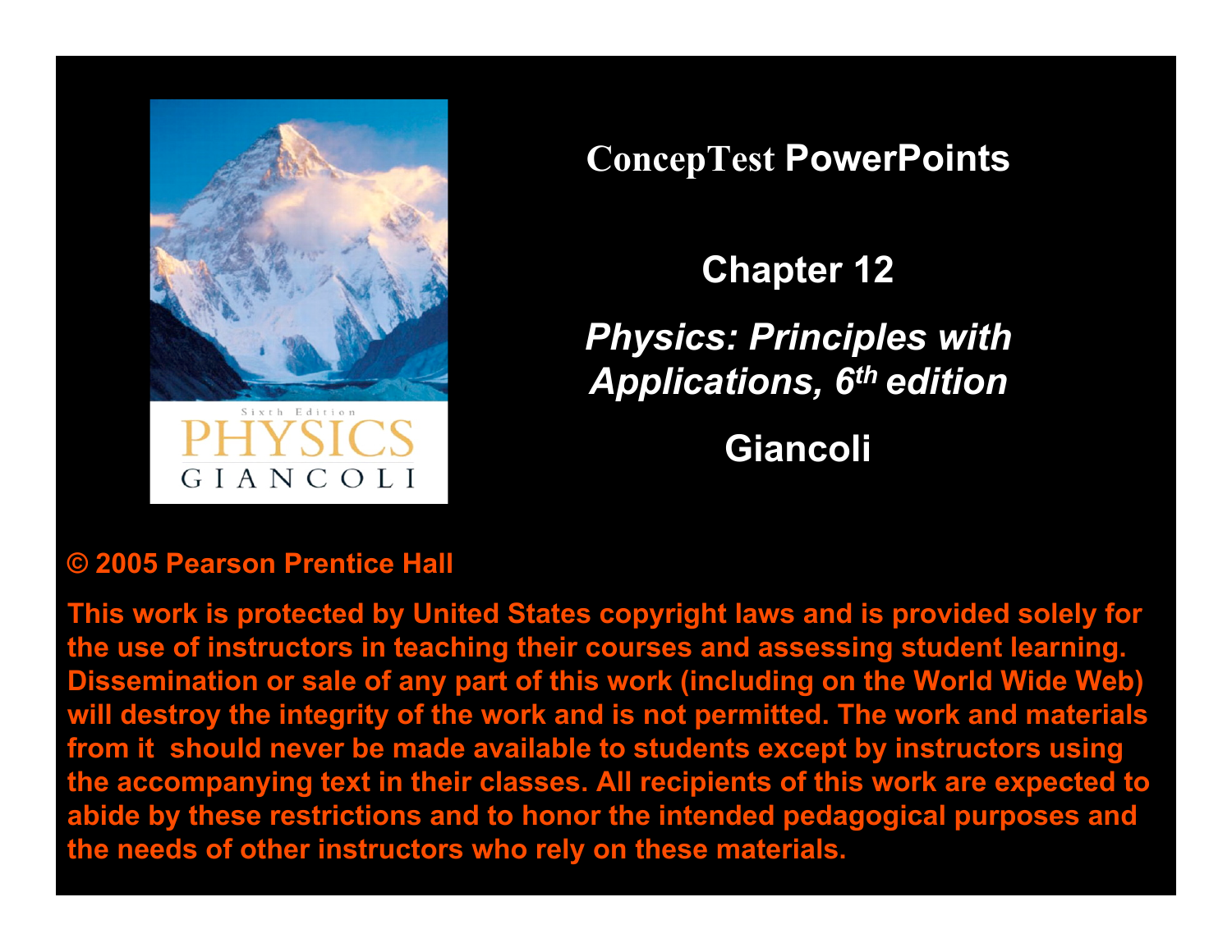# ConcepTest PowerPoints

## Chapter 12

## *Physics: Principles with Applications, 6th edition*

## Giancoli

**© 2005 Pearson Prentice Hall**

**This work is protected by United States copyright laws and is provided solely for the use of instructors in teaching their courses and assessing student learning. Dissemination or sale of any part of this work (including on the World Wide Web) will destroy the integrity of the work and is not permitted. The work and materials from it should never be made available to students except by instructors using the accompanying text in their classes. All recipients of this work are expected to abide by these restrictions and to honor the intended pedagogical purposes and the needs of other instructors who rely on these materials.**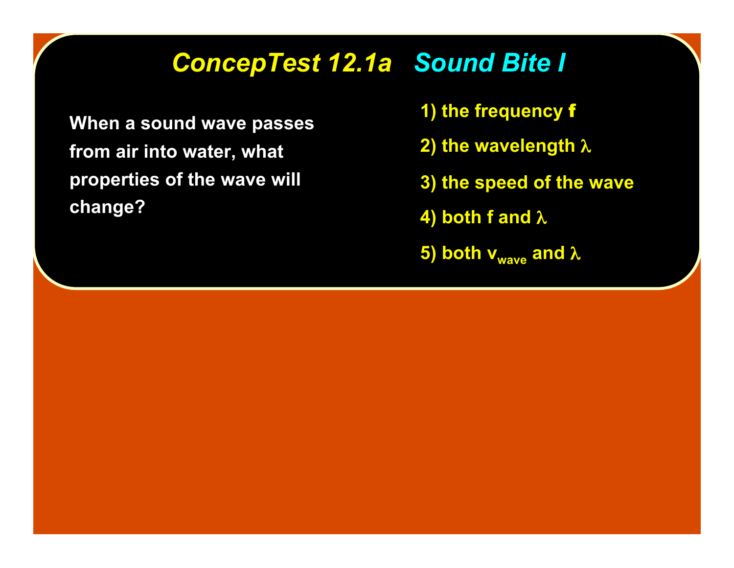# *ConcepTest 12.1a Sound Bite I*

When a sound wave passes from air into water, what properties of the wave will change?

1) the frequency $f$
2) the wavelength $\lambda$
3) the speed of the wave
4) both $f$ and $\lambda$
5) both $v_{wave}$ and $\lambda$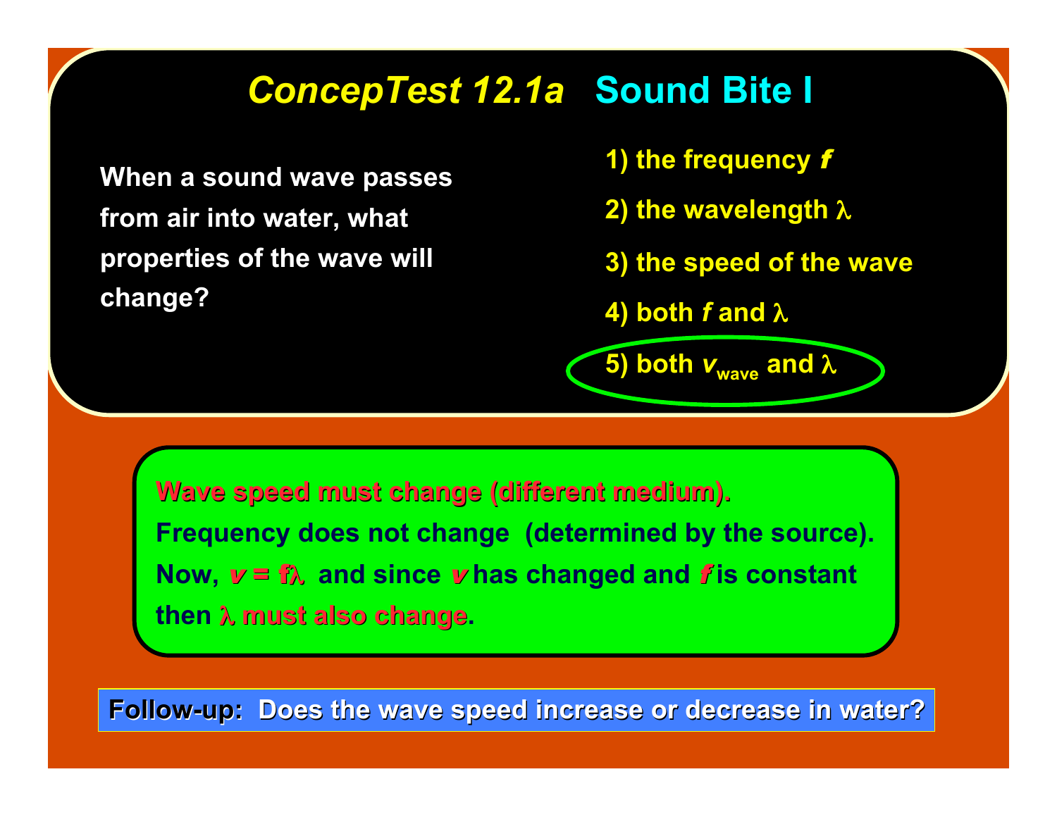# *ConcepTest 12.1a* Sound Bite I

When a sound wave passes from air into water, what properties of the wave will change?

1) the frequency $f$
2) the wavelength $\lambda$
3) the speed of the wave
4) both $f$ and $\lambda$
5) both $v_{wave}$ and $\lambda$

**Wave speed must change (different medium).**

**Frequency does not change (determined by the source).**

**Now, $v = f\lambda$ and since $v$ has changed and $f$ is constant then $\lambda$ must also change.**

**Follow-up: Does the wave speed increase or decrease in water?**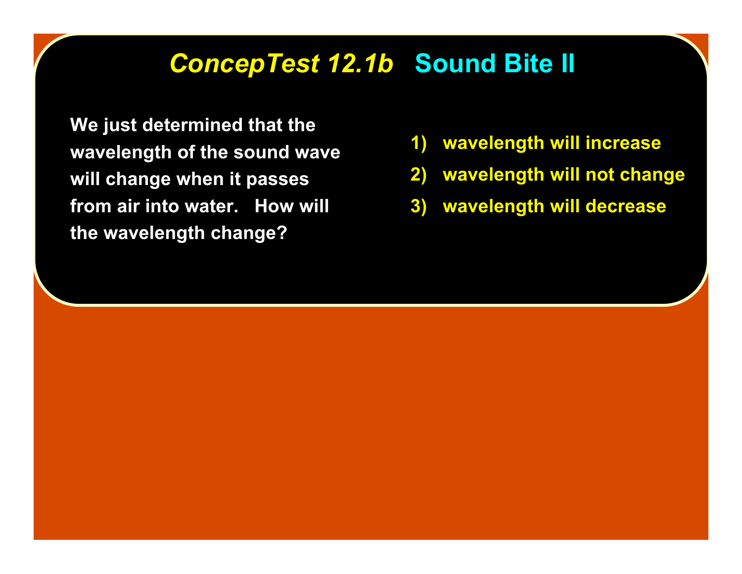# *ConcepTest 12.1b* Sound Bite II

We just determined that the wavelength of the sound wave will change when it passes from air into water. How will the wavelength change?

1) wavelength will increase
2) wavelength will not change
3) wavelength will decrease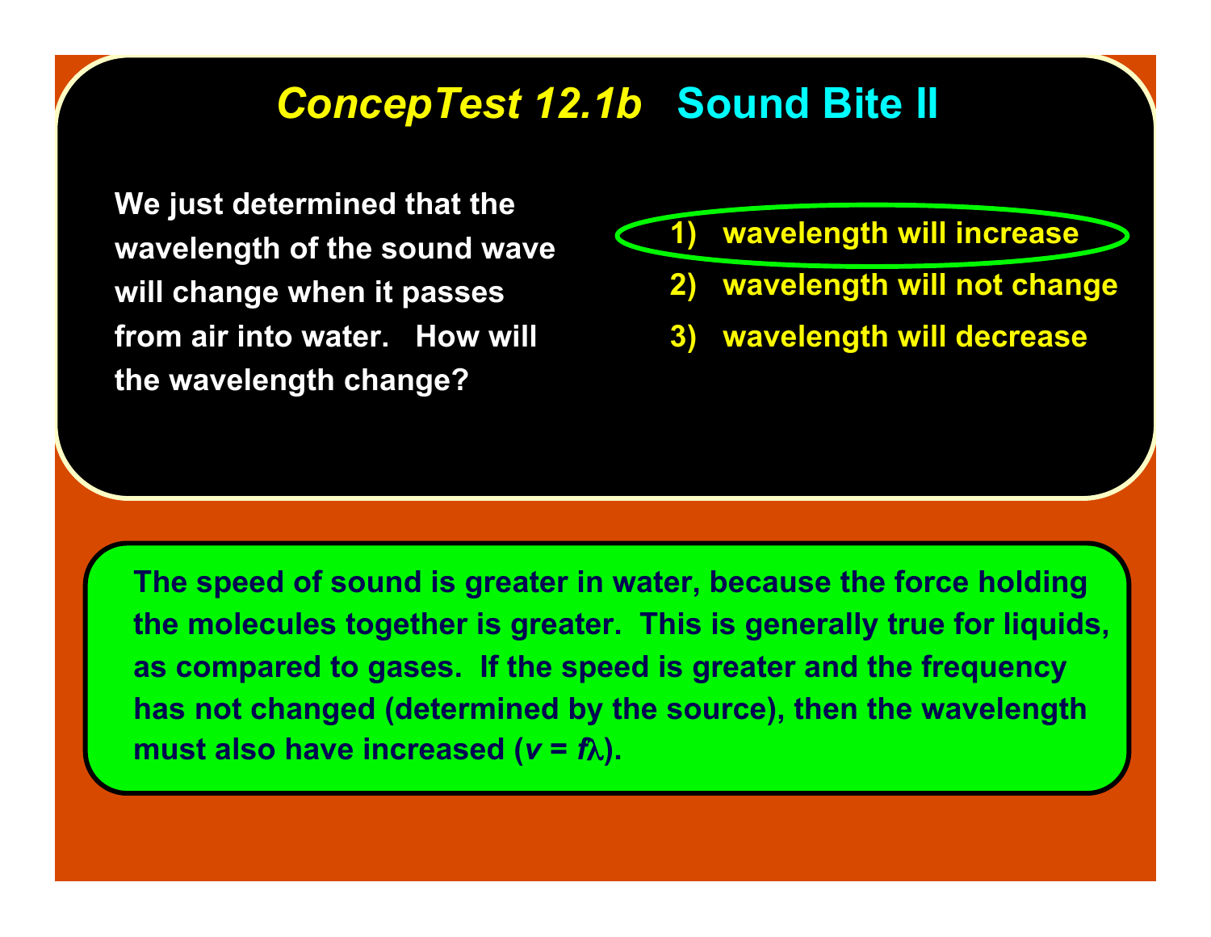# *ConcepTest 12.1b* Sound Bite II

We just determined that the wavelength of the sound wave will change when it passes from air into water. How will the wavelength change?

1) wavelength will increase
2) wavelength will not change
3) wavelength will decrease

The speed of sound is greater in water, because the force holding the molecules together is greater. This is generally true for liquids, as compared to gases. If the speed is greater and the frequency has not changed (determined by the source), then the wavelength must also have increased ($v = f\lambda$).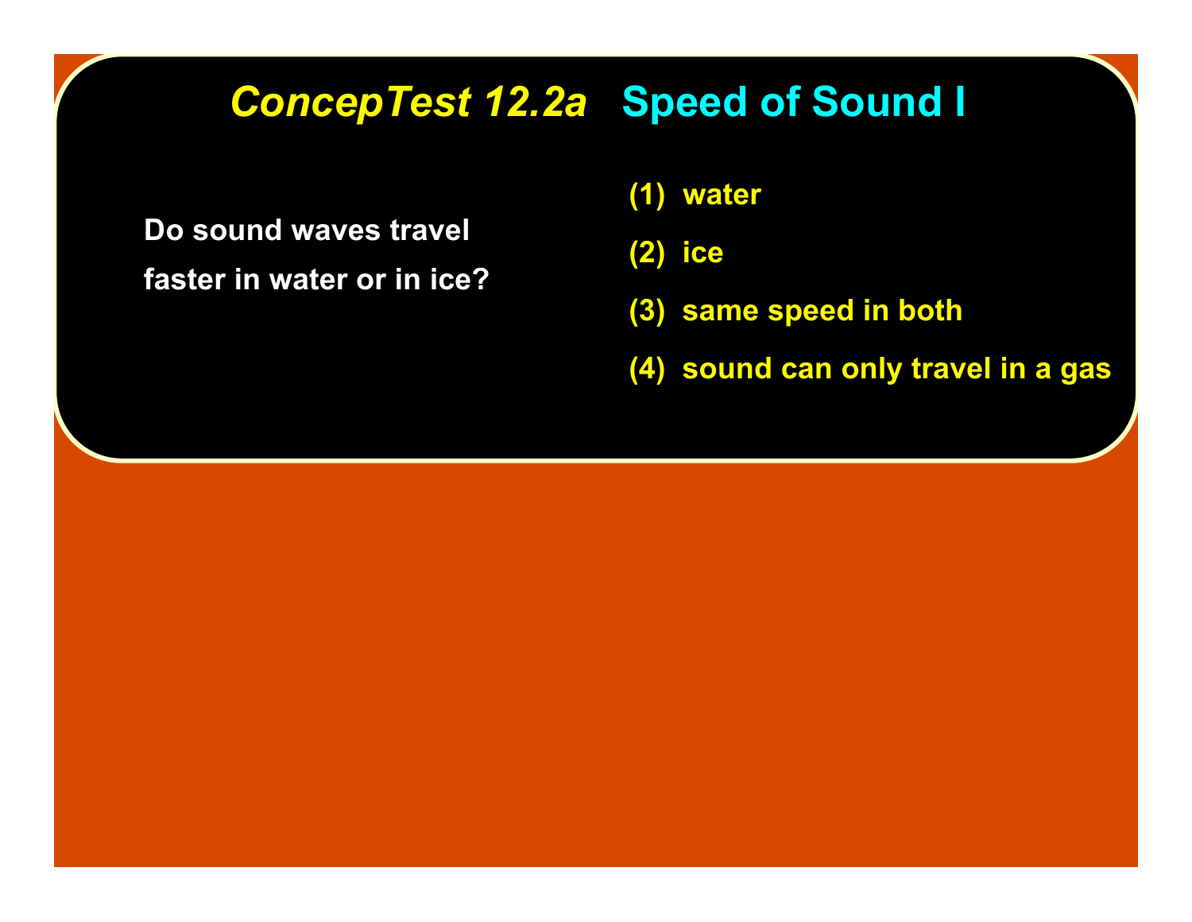# *ConcepTest 12.2a* Speed of Sound I

Do sound waves travel faster in water or in ice?

(1) water

(2) ice

(3) same speed in both

(4) sound can only travel in a gas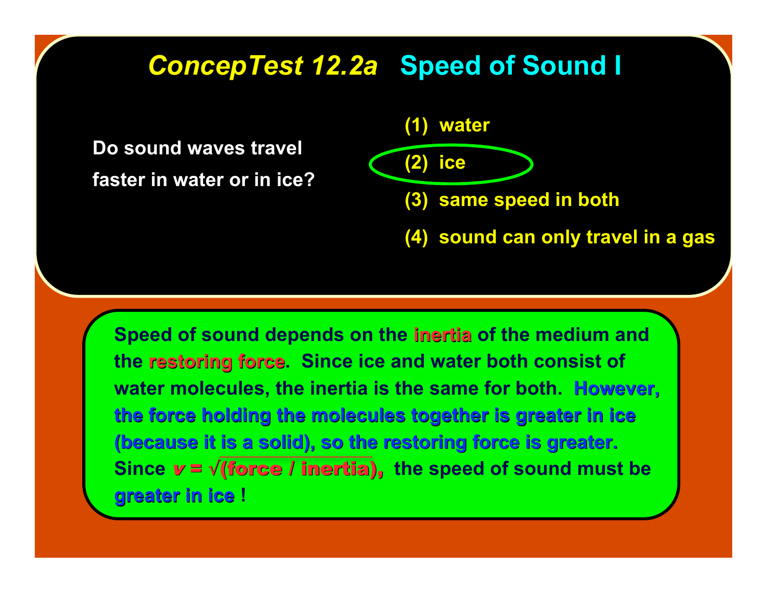# *ConcepTest 12.2a* Speed of Sound I

Do sound waves travel faster in water or in ice?

(1) water

(2) ice

(3) same speed in both

(4) sound can only travel in a gas

Speed of sound depends on the **inertia** of the medium and the **restoring force**. Since ice and water both consist of water molecules, the inertia is the same for both. **However, the force holding the molecules together is greater in ice (because it is a solid), so the restoring force is greater.** Since $v = \sqrt{(\text{force} / \text{inertia})}$, the speed of sound must be **greater in ice** !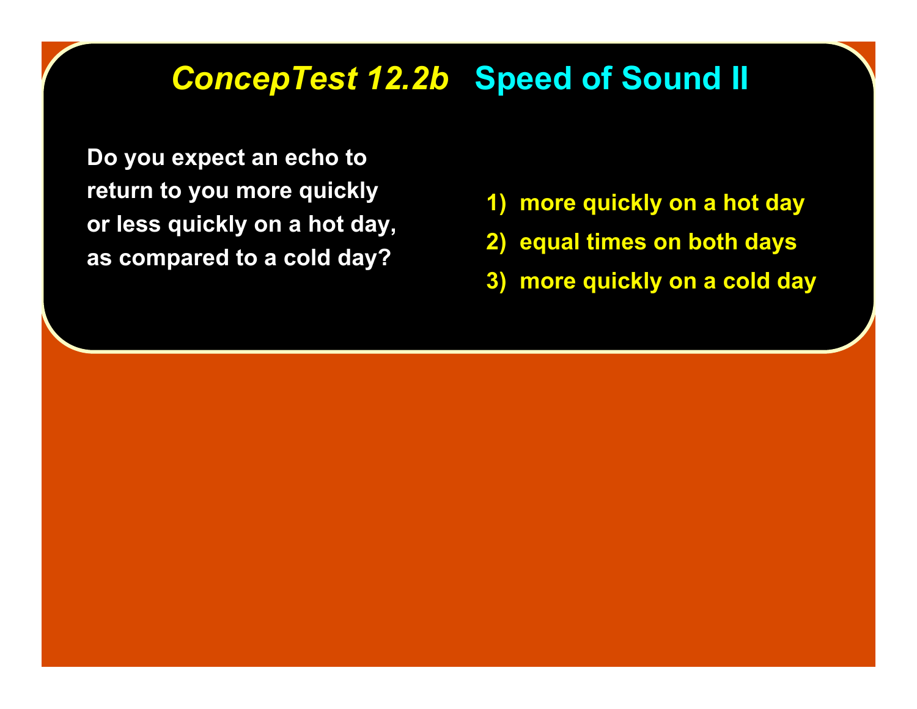# *ConcepTest 12.2b* Speed of Sound II

Do you expect an echo to return to you more quickly or less quickly on a hot day, as compared to a cold day?

1) more quickly on a hot day
2) equal times on both days
3) more quickly on a cold day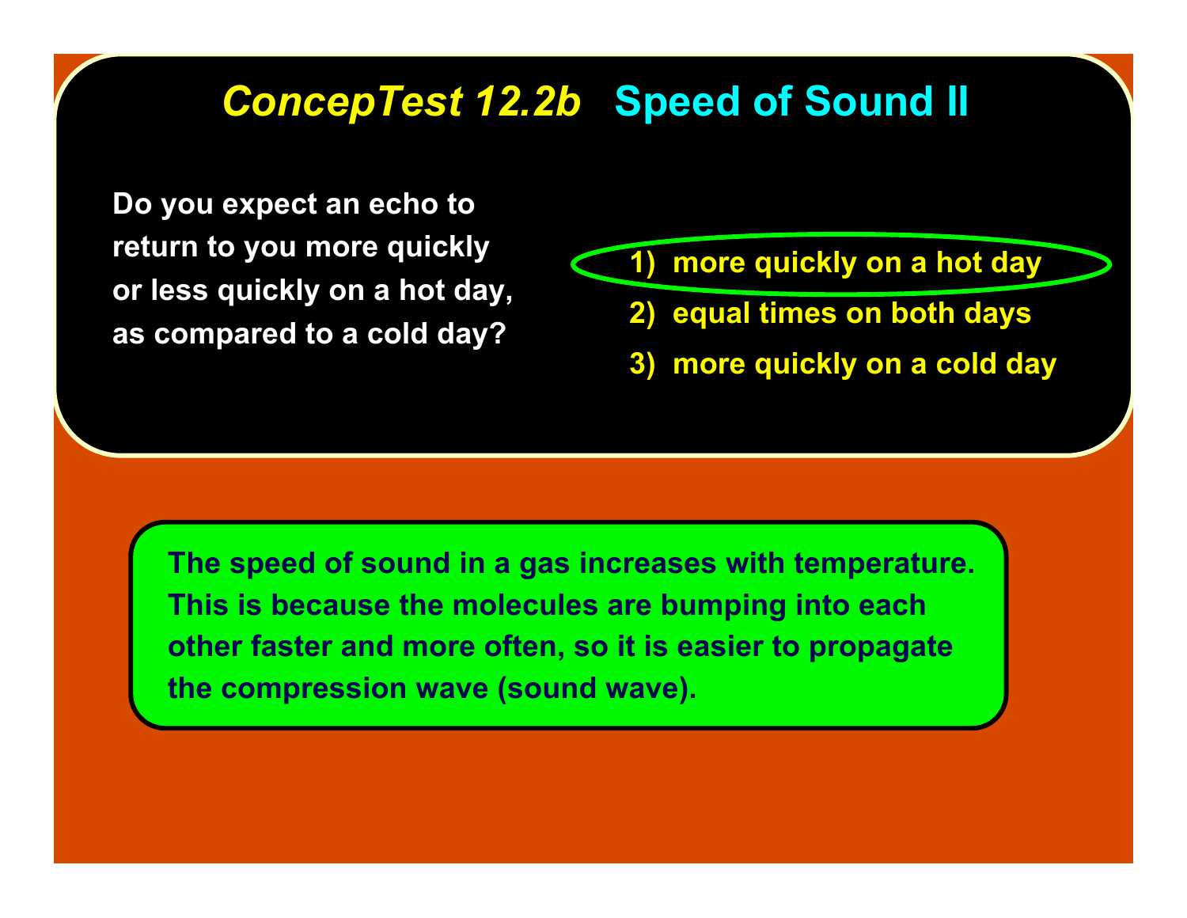# *ConcepTest 12.2b* Speed of Sound II

Do you expect an echo to return to you more quickly or less quickly on a hot day, as compared to a cold day?

1) more quickly on a hot day
2) equal times on both days
3) more quickly on a cold day

The speed of sound in a gas increases with temperature. This is because the molecules are bumping into each other faster and more often, so it is easier to propagate the compression wave (sound wave).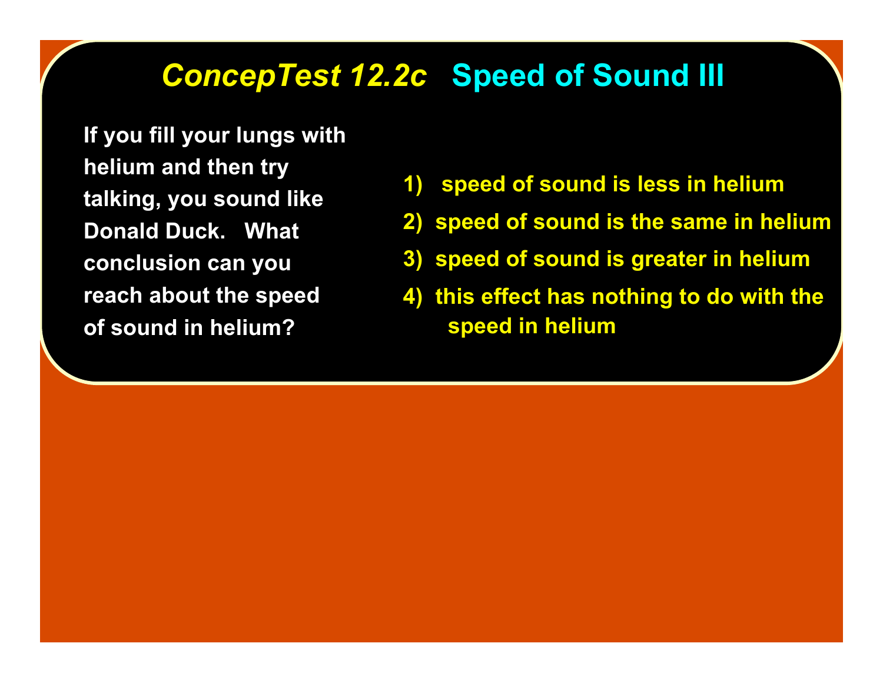## *ConcepTest 12.2c* Speed of Sound III

If you fill your lungs with helium and then try talking, you sound like Donald Duck. What conclusion can you reach about the speed of sound in helium?

1) speed of sound is less in helium
2) speed of sound is the same in helium
3) speed of sound is greater in helium
4) this effect has nothing to do with the speed in helium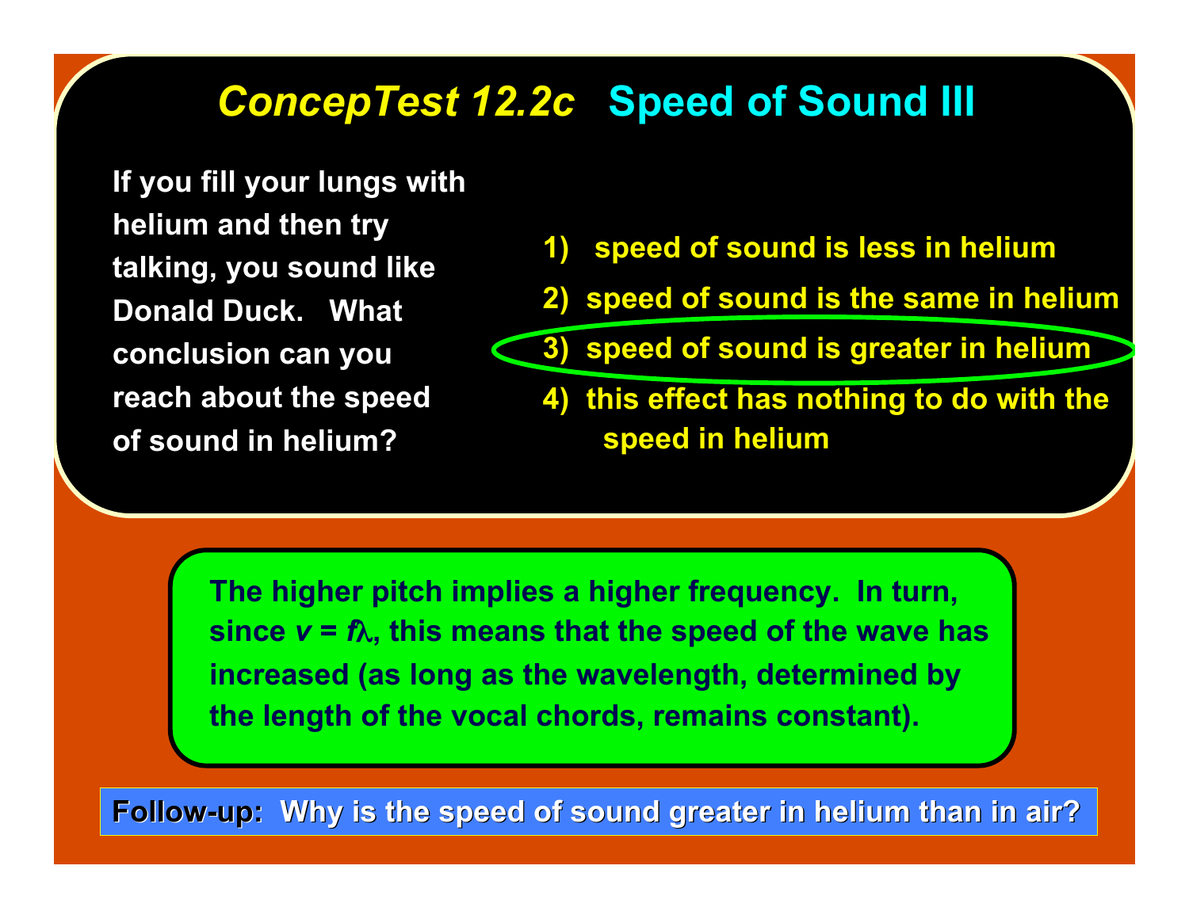# *ConcepTest 12.2c* Speed of Sound III

If you fill your lungs with helium and then try talking, you sound like Donald Duck. What conclusion can you reach about the speed of sound in helium?

1) speed of sound is less in helium
2) speed of sound is the same in helium
3) **speed of sound is greater in helium**
4) this effect has nothing to do with the speed in helium

The higher pitch implies a higher frequency. In turn, since $v = f\lambda$, this means that the speed of the wave has increased (as long as the wavelength, determined by the length of the vocal chords, remains constant).

**Follow-up:** Why is the speed of sound greater in helium than in air?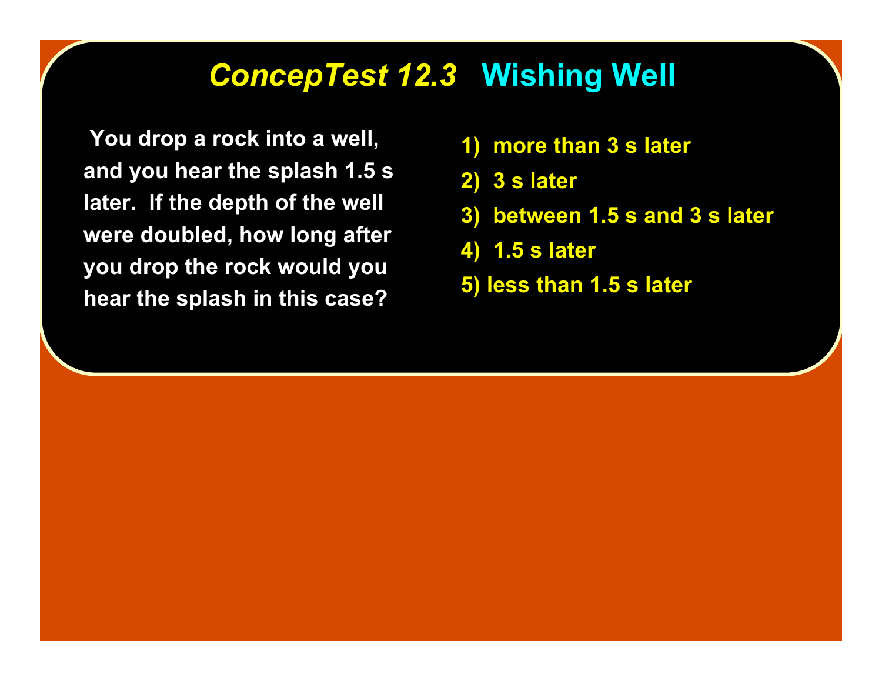# *ConcepTest 12.3* Wishing Well

You drop a rock into a well, and you hear the splash 1.5 s later. If the depth of the well were doubled, how long after you drop the rock would you hear the splash in this case?

1) more than 3 s later
2) 3 s later
3) between 1.5 s and 3 s later
4) 1.5 s later
5) less than 1.5 s later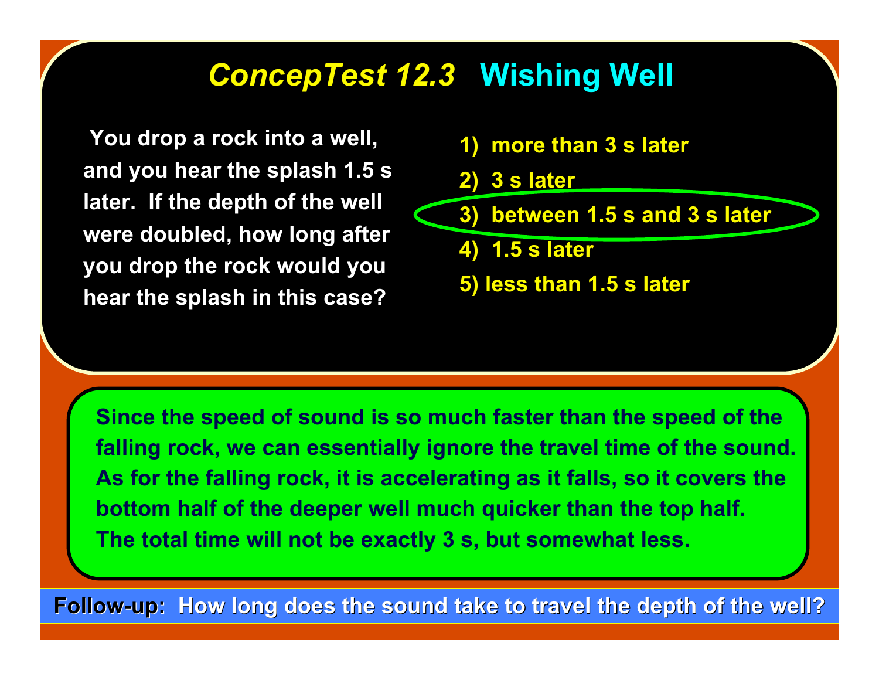# *ConcepTest 12.3* Wishing Well

You drop a rock into a well, and you hear the splash 1.5 s later. If the depth of the well were doubled, how long after you drop the rock would you hear the splash in this case?

1) more than 3 s later
2) 3 s later
3) between 1.5 s and 3 s later
4) 1.5 s later
5) less than 1.5 s later

Since the speed of sound is so much faster than the speed of the falling rock, we can essentially ignore the travel time of the sound. As for the falling rock, it is accelerating as it falls, so it covers the bottom half of the deeper well much quicker than the top half. The total time will not be exactly 3 s, but somewhat less.

**Follow-up:** How long does the sound take to travel the depth of the well?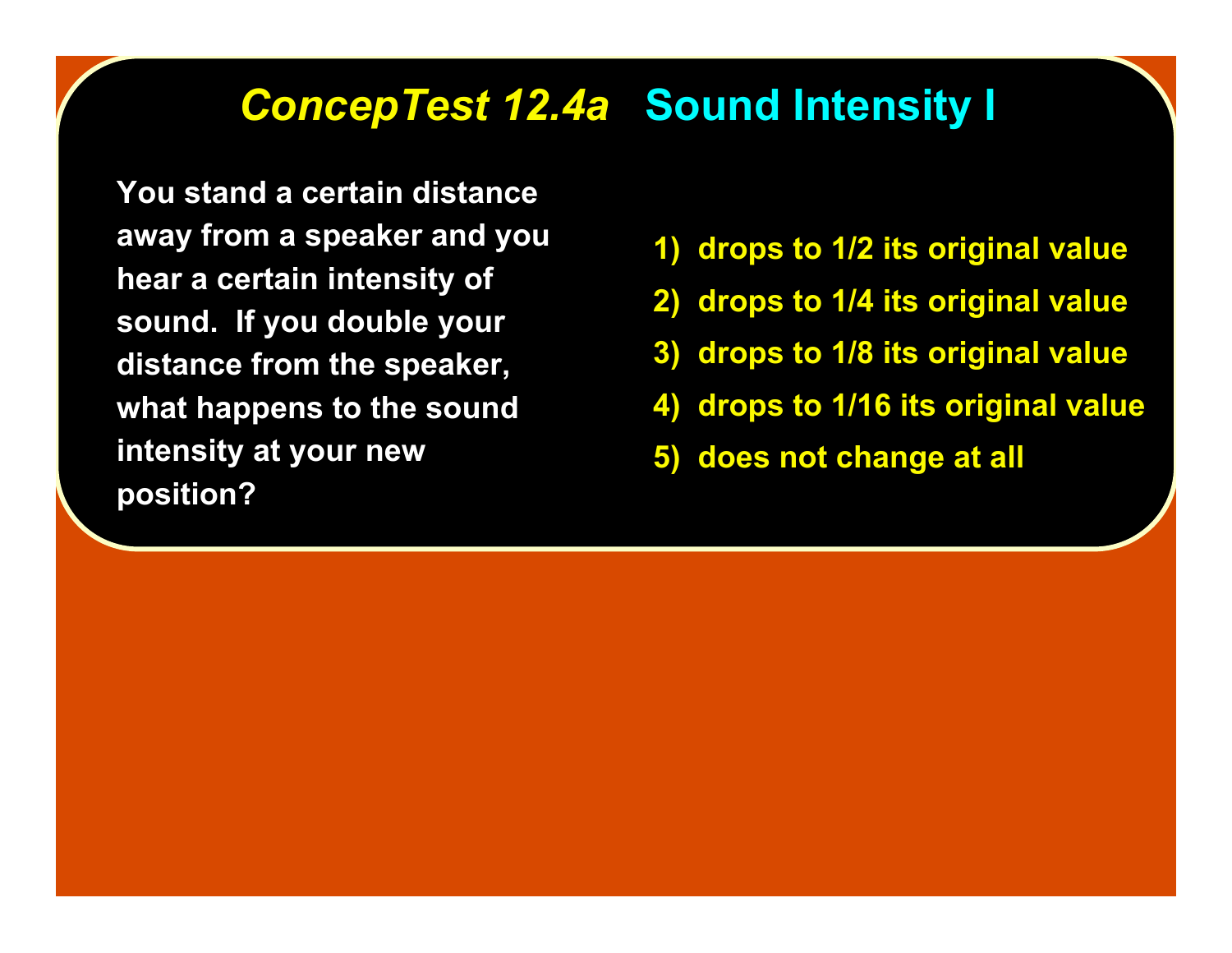# *ConcepTest 12.4a* Sound Intensity I

You stand a certain distance away from a speaker and you hear a certain intensity of sound. If you double your distance from the speaker, what happens to the sound intensity at your new position?

1) drops to 1/2 its original value
2) drops to 1/4 its original value
3) drops to 1/8 its original value
4) drops to 1/16 its original value
5) does not change at all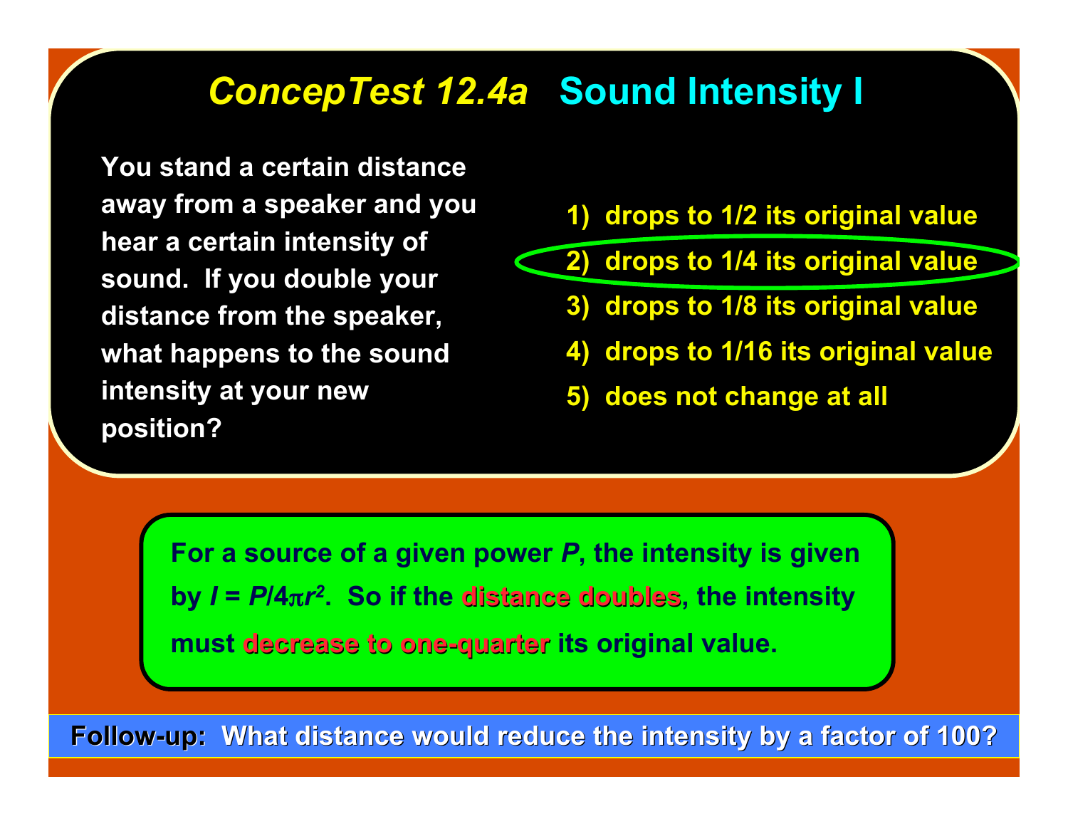# *ConcepTest 12.4a* Sound Intensity I

You stand a certain distance away from a speaker and you hear a certain intensity of sound. If you double your distance from the speaker, what happens to the sound intensity at your new position?

1) drops to 1/2 its original value
2) drops to 1/4 its original value
3) drops to 1/8 its original value
4) drops to 1/16 its original value
5) does not change at all

For a source of a given power $P$, the intensity is given by $I = P/4\pi r^2$. So if the **distance doubles**, the intensity must **decrease to one-quarter** its original value.

**Follow-up: What distance would reduce the intensity by a factor of 100?**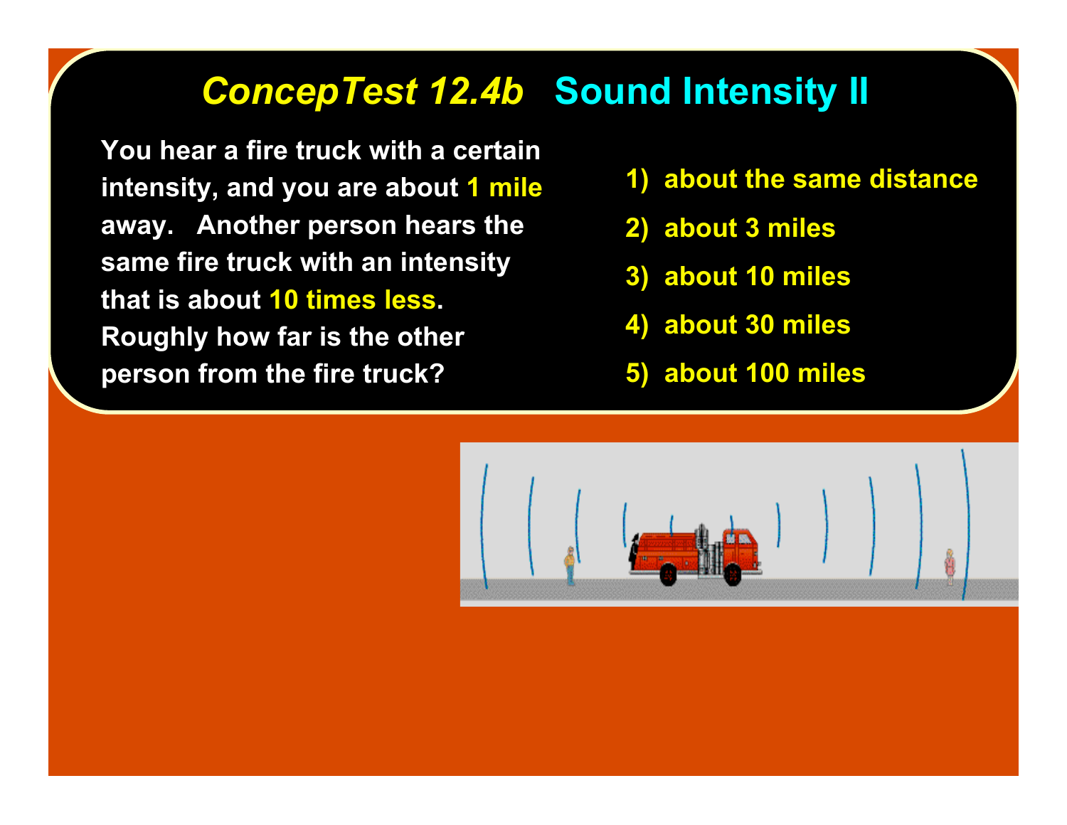## *ConcepTest 12.4b* Sound Intensity II

You hear a fire truck with a certain intensity, and you are about 1 mile away. Another person hears the same fire truck with an intensity that is about 10 times less. Roughly how far is the other person from the fire truck?

1) about the same distance
2) about 3 miles
3) about 10 miles
4) about 30 miles
5) about 100 miles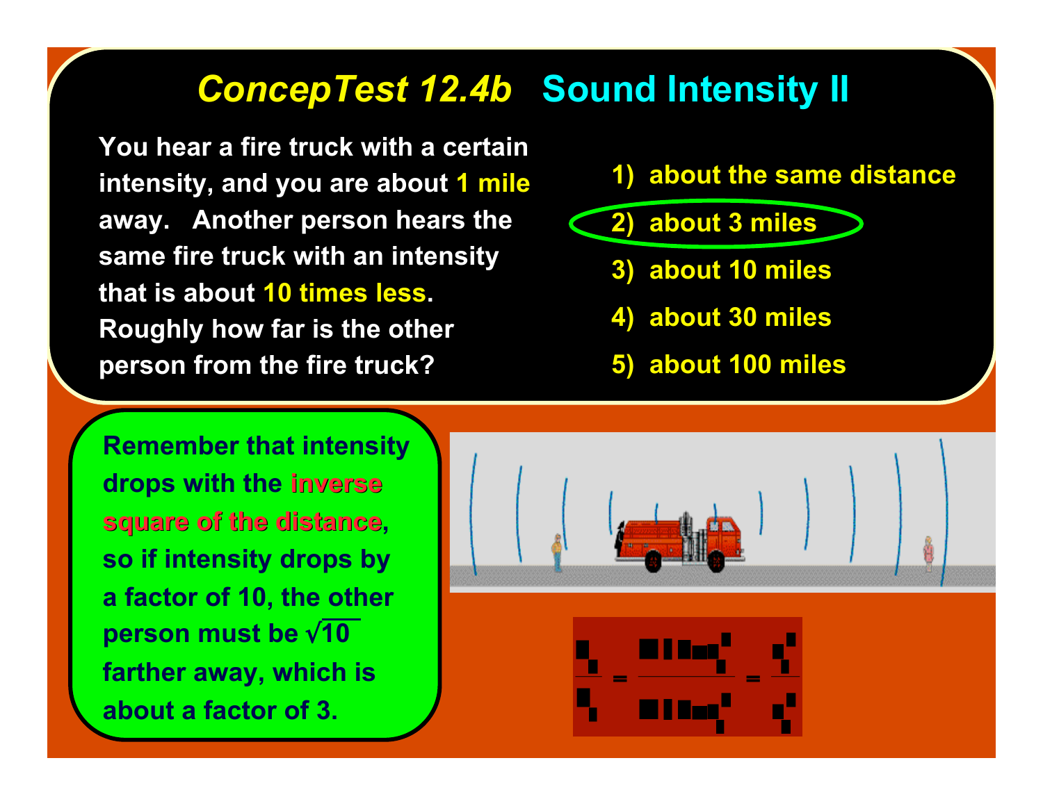# *ConcepTest 12.4b* Sound Intensity II

You hear a fire truck with a certain intensity, and you are about **1 mile** away. Another person hears the same fire truck with an intensity that is about **10 times less**. Roughly how far is the other person from the fire truck?

1) about the same distance
2) about 3 miles
3) about 10 miles
4) about 30 miles
5) about 100 miles

Remember that intensity drops with the **inverse square of the distance**, so if intensity drops by a factor of 10, the other person must be $\sqrt{10}$ farther away, which is about a factor of 3.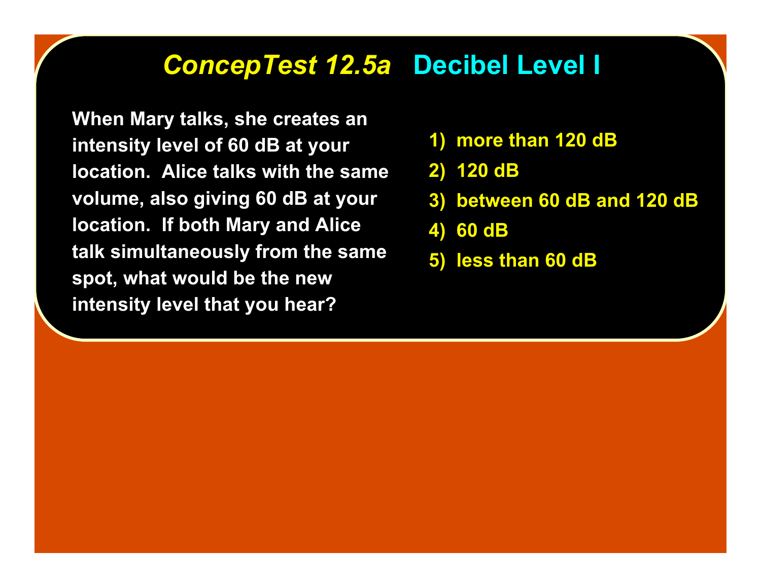# *ConcepTest 12.5a* Decibel Level I

When Mary talks, she creates an intensity level of 60 dB at your location. Alice talks with the same volume, also giving 60 dB at your location. If both Mary and Alice talk simultaneously from the same spot, what would be the new intensity level that you hear?

1) more than 120 dB
2) 120 dB
3) between 60 dB and 120 dB
4) 60 dB
5) less than 60 dB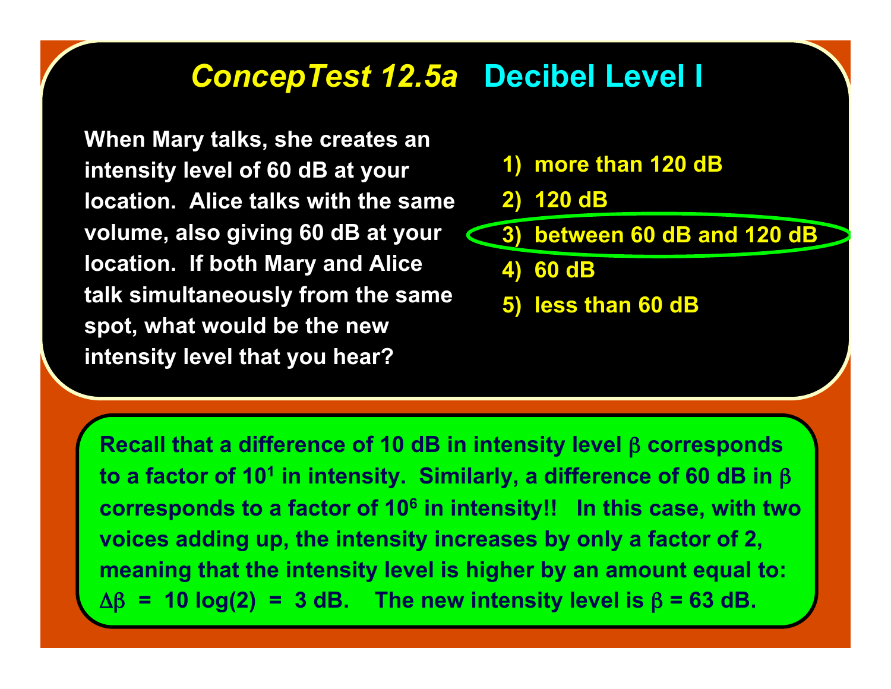# *ConcepTest 12.5a* Decibel Level I

When Mary talks, she creates an intensity level of 60 dB at your location. Alice talks with the same volume, also giving 60 dB at your location. If both Mary and Alice talk simultaneously from the same spot, what would be the new intensity level that you hear?

1) more than 120 dB
2) 120 dB
3) between 60 dB and 120 dB
4) 60 dB
5) less than 60 dB

Recall that a difference of 10 dB in intensity level $\beta$ corresponds to a factor of $10^1$ in intensity. Similarly, a difference of 60 dB in $\beta$ corresponds to a factor of $10^6$ in intensity!! In this case, with two voices adding up, the intensity increases by only a factor of 2, meaning that the intensity level is higher by an amount equal to: $\Delta\beta = 10 \log(2) = 3$ dB. The new intensity level is $\beta = 63$ dB.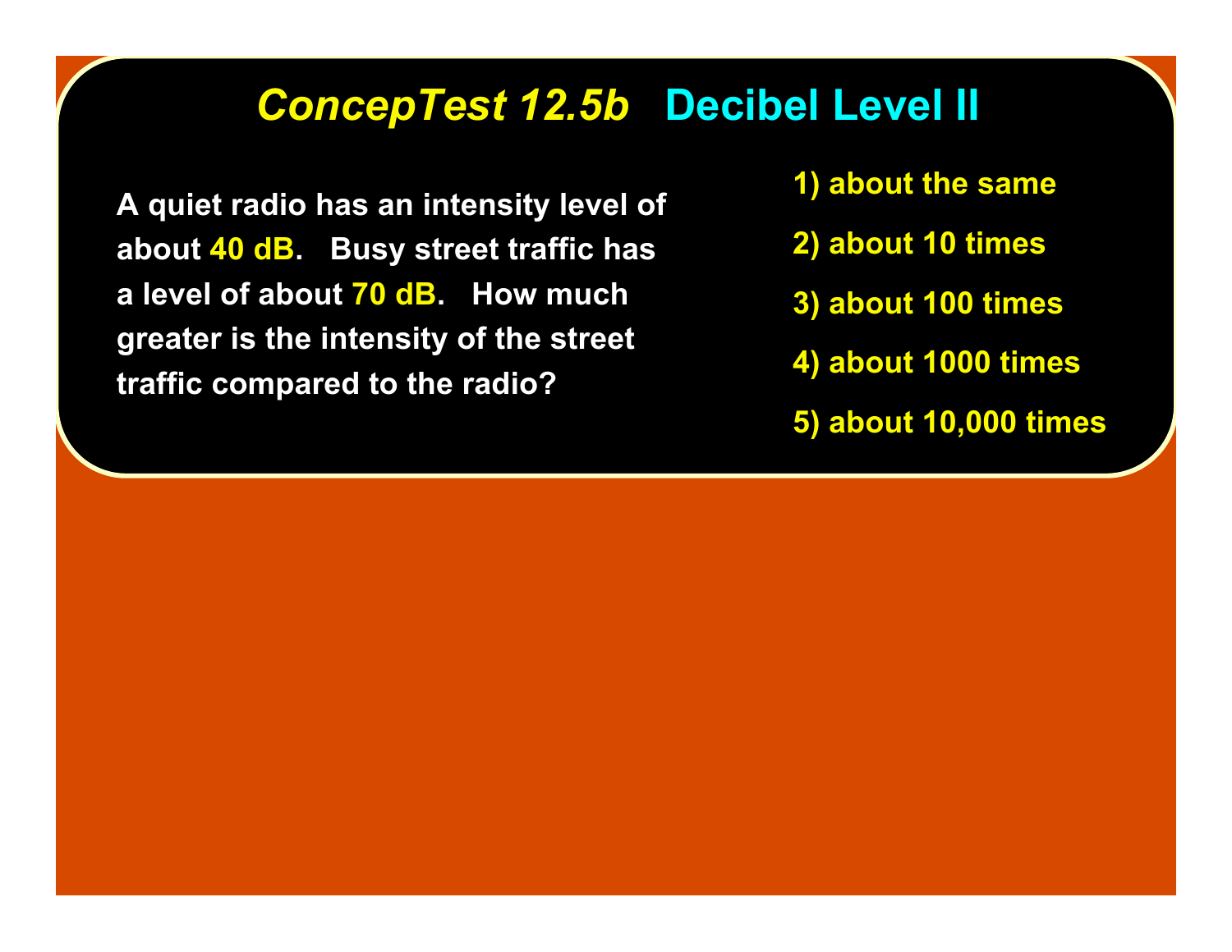## *ConcepTest 12.5b* Decibel Level II

A quiet radio has an intensity level of about **40 dB**. Busy street traffic has a level of about **70 dB**. How much greater is the intensity of the street traffic compared to the radio?

1) about the same
2) about 10 times
3) about 100 times
4) about 1000 times
5) about 10,000 times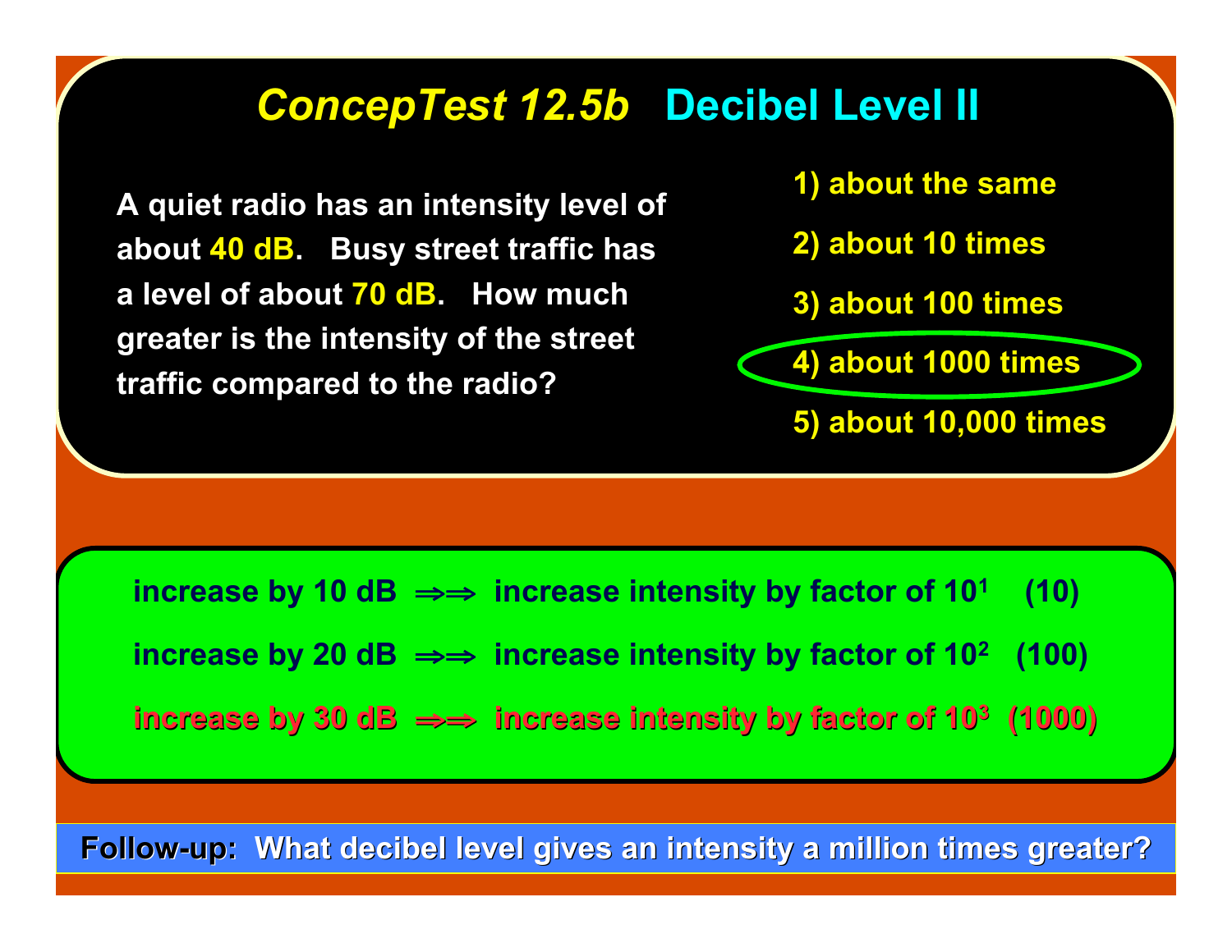# *ConcepTest 12.5b* Decibel Level II

A quiet radio has an intensity level of about 40 dB. Busy street traffic has a level of about 70 dB. How much greater is the intensity of the street traffic compared to the radio?

1) about the same
2) about 10 times
3) about 100 times
4) about 1000 times
5) about 10,000 times

increase by 10 dB ⇒⇒ increase intensity by factor of $10^1$ (10)

increase by 20 dB ⇒⇒ increase intensity by factor of $10^2$ (100)

increase by 30 dB ⇒⇒ increase intensity by factor of $10^3$ (1000)

**Follow-up: What decibel level gives an intensity a million times greater?**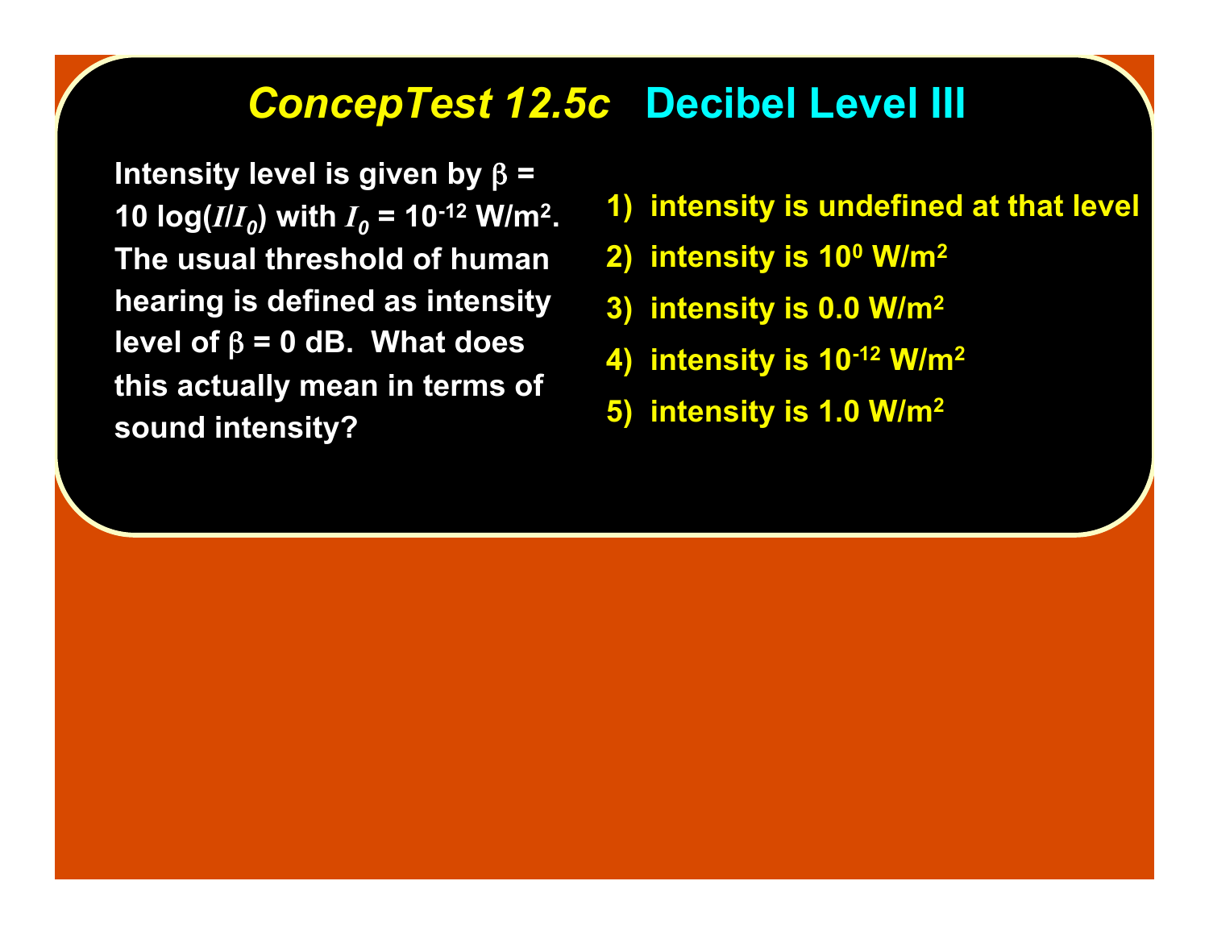## *ConcepTest 12.5c* Decibel Level III

Intensity level is given by $\beta = 10 \log(I/I_0)$ with $I_0 = 10^{-12}$ W/m$^2$. The usual threshold of human hearing is defined as intensity level of $\beta = 0$ dB. What does this actually mean in terms of sound intensity?

1) intensity is undefined at that level
2) intensity is $10^0$ W/m$^2$
3) intensity is 0.0 W/m$^2$
4) intensity is $10^{-12}$ W/m$^2$
5) intensity is 1.0 W/m$^2$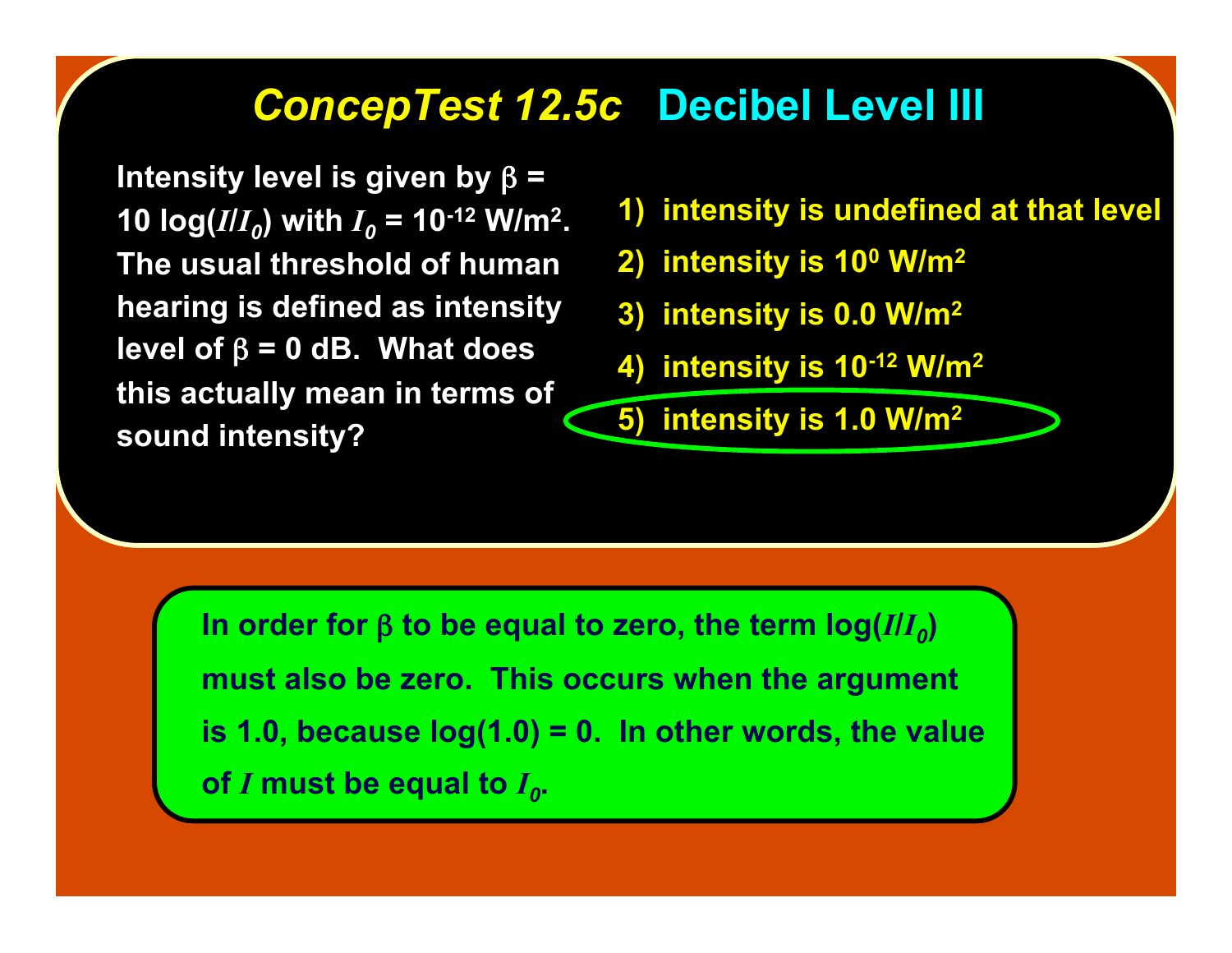# *ConcepTest 12.5c* Decibel Level III

Intensity level is given by $\beta = 10 \log(I/I_0)$ with $I_0 = 10^{-12}$ W/m$^2$. The usual threshold of human hearing is defined as intensity level of $\beta = 0$ dB. What does this actually mean in terms of sound intensity?

1) intensity is undefined at that level
2) intensity is $10^0$ W/m$^2$
3) intensity is 0.0 W/m$^2$
4) intensity is $10^{-12}$ W/m$^2$
5) intensity is 1.0 W/m$^2$

In order for $\beta$ to be equal to zero, the term $\log(I/I_0)$ must also be zero. This occurs when the argument is 1.0, because $\log(1.0) = 0$. In other words, the value of $I$ must be equal to $I_0$.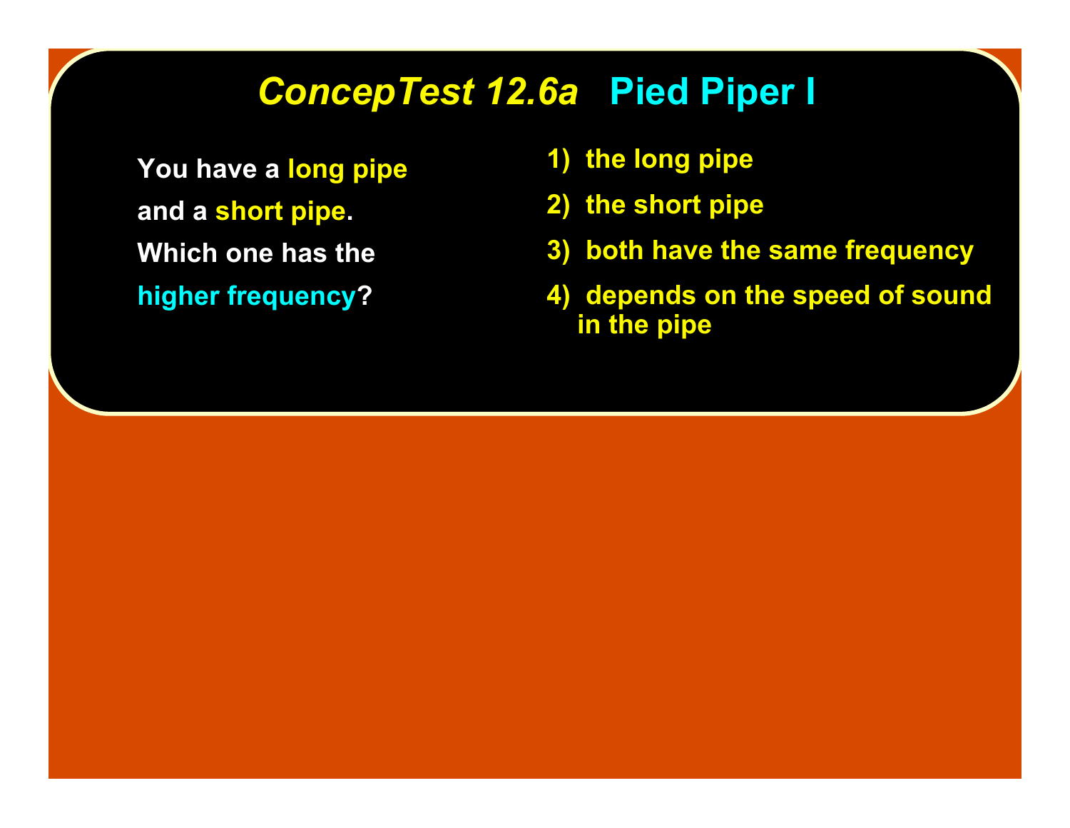# *ConcepTest 12.6a* Pied Piper I

You have a long pipe and a short pipe. Which one has the higher frequency?

1) the long pipe
2) the short pipe
3) both have the same frequency
4) depends on the speed of sound in the pipe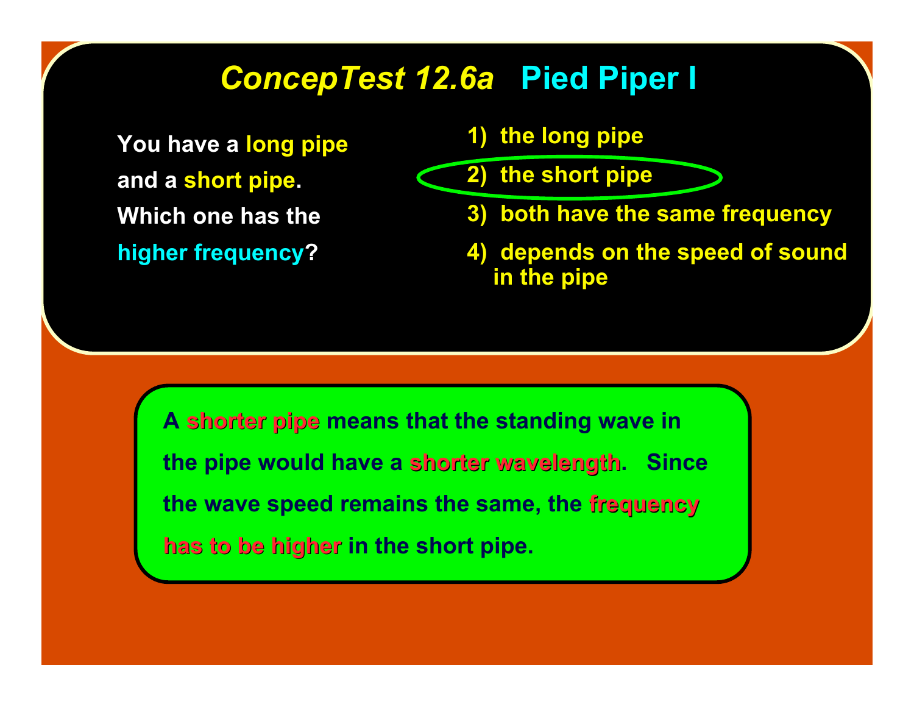# *ConcepTest 12.6a* Pied Piper I

You have a long pipe and a short pipe. Which one has the higher frequency?

1) the long pipe
2) the short pipe
3) both have the same frequency
4) depends on the speed of sound in the pipe

A shorter pipe means that the standing wave in the pipe would have a shorter wavelength. Since the wave speed remains the same, the frequency has to be higher in the short pipe.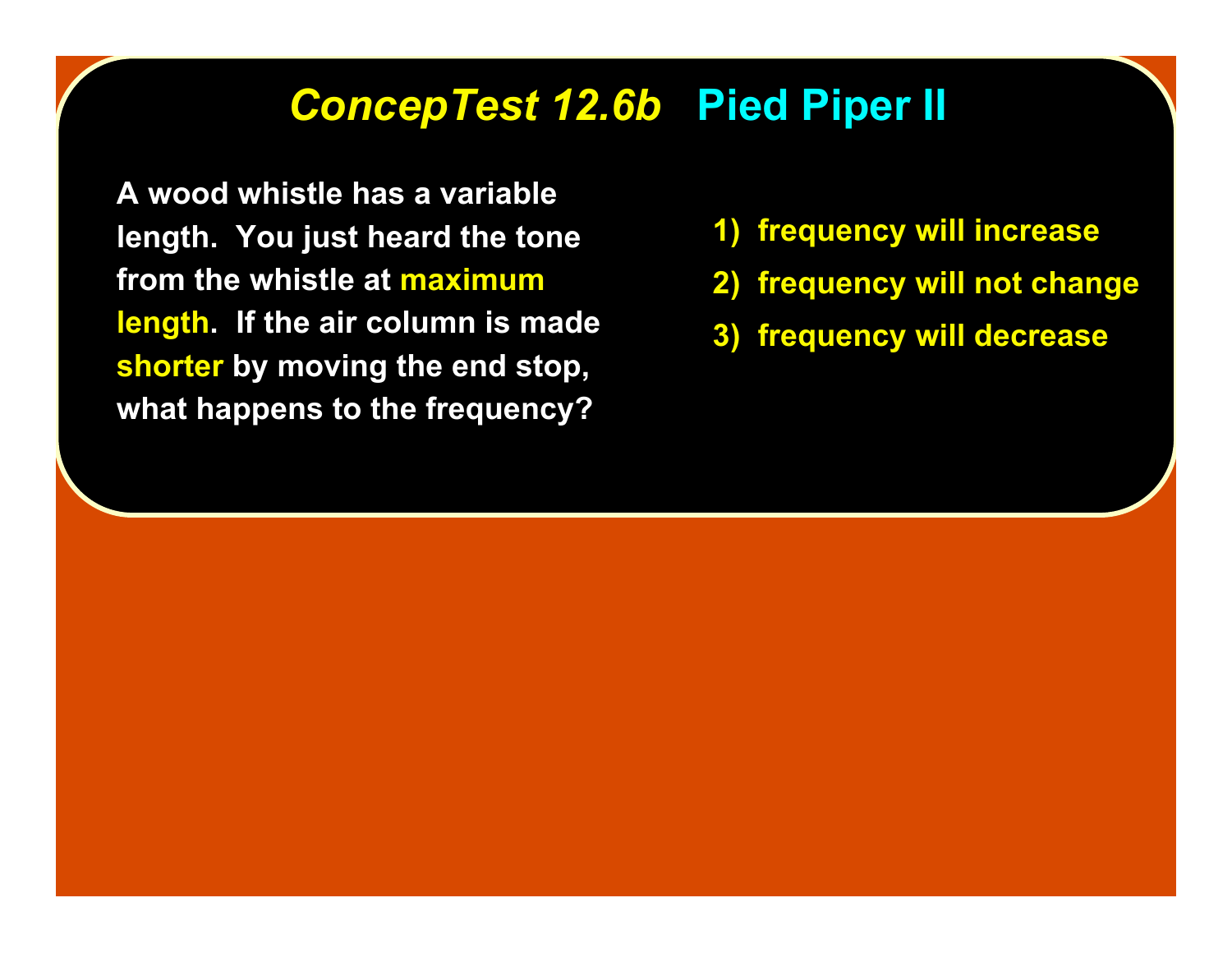# *ConcepTest 12.6b* Pied Piper II

A wood whistle has a variable length. You just heard the tone from the whistle at **maximum length**. If the air column is made **shorter** by moving the end stop, what happens to the frequency?

1) frequency will increase
2) frequency will not change
3) frequency will decrease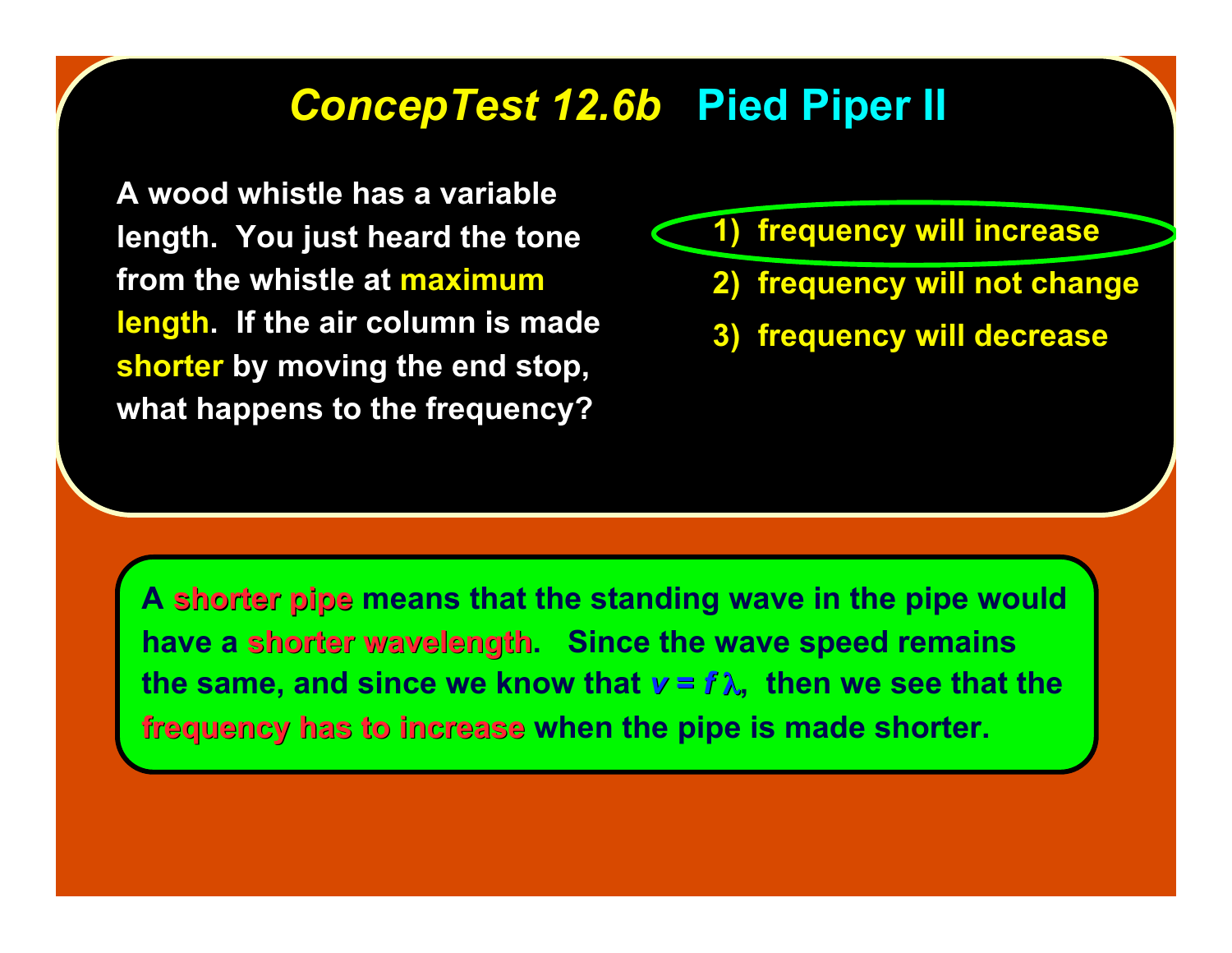# *ConcepTest 12.6b* Pied Piper II

A wood whistle has a variable length. You just heard the tone from the whistle at **maximum length**. If the air column is made **shorter** by moving the end stop, what happens to the frequency?

1) frequency will increase
2) frequency will not change
3) frequency will decrease

A **shorter pipe** means that the standing wave in the pipe would have a **shorter wavelength**. Since the wave speed remains the same, and since we know that $v = f\lambda$, then we see that the **frequency has to increase** when the pipe is made shorter.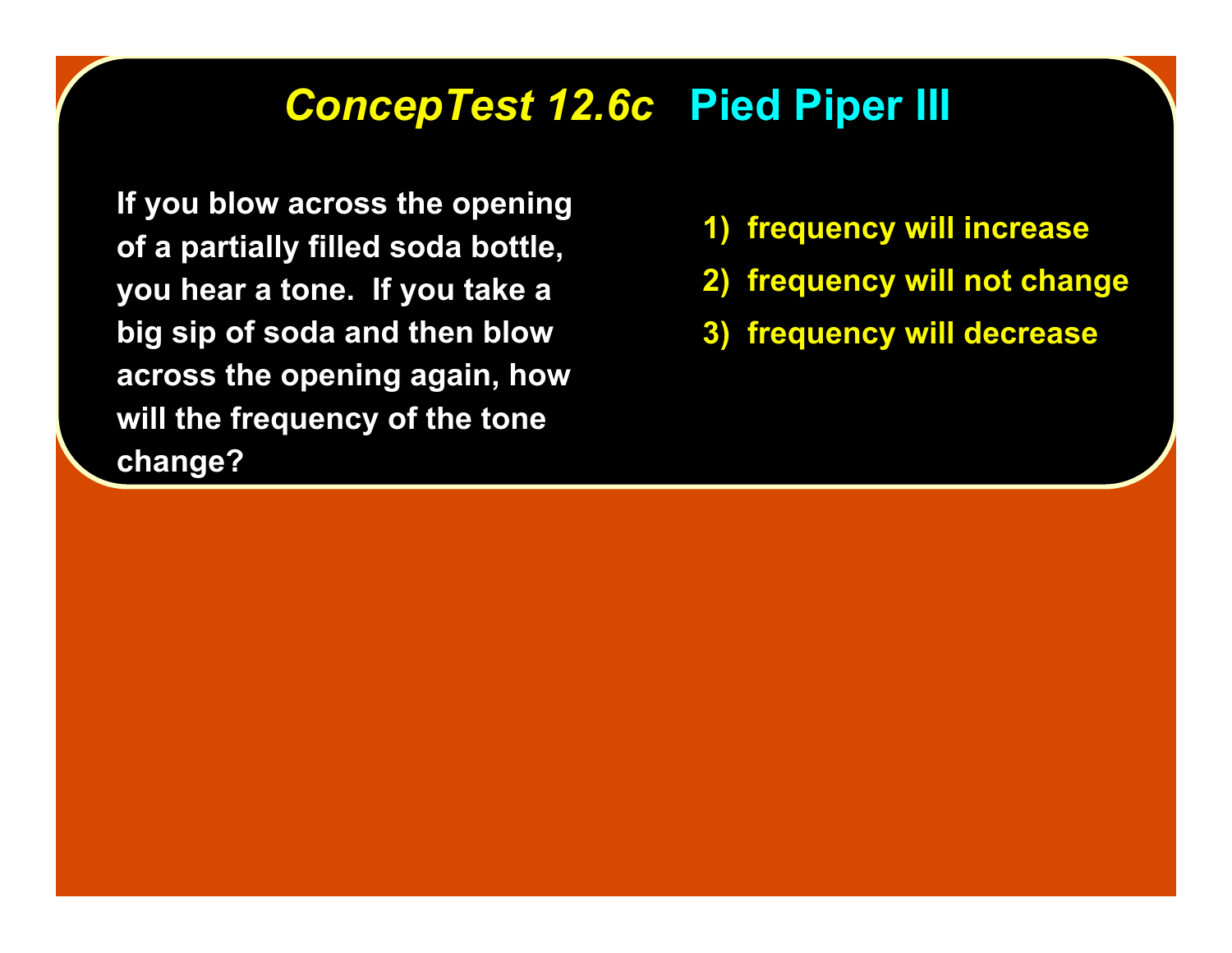# *ConcepTest 12.6c* Pied Piper III

If you blow across the opening of a partially filled soda bottle, you hear a tone. If you take a big sip of soda and then blow across the opening again, how will the frequency of the tone change?

1) frequency will increase
2) frequency will not change
3) frequency will decrease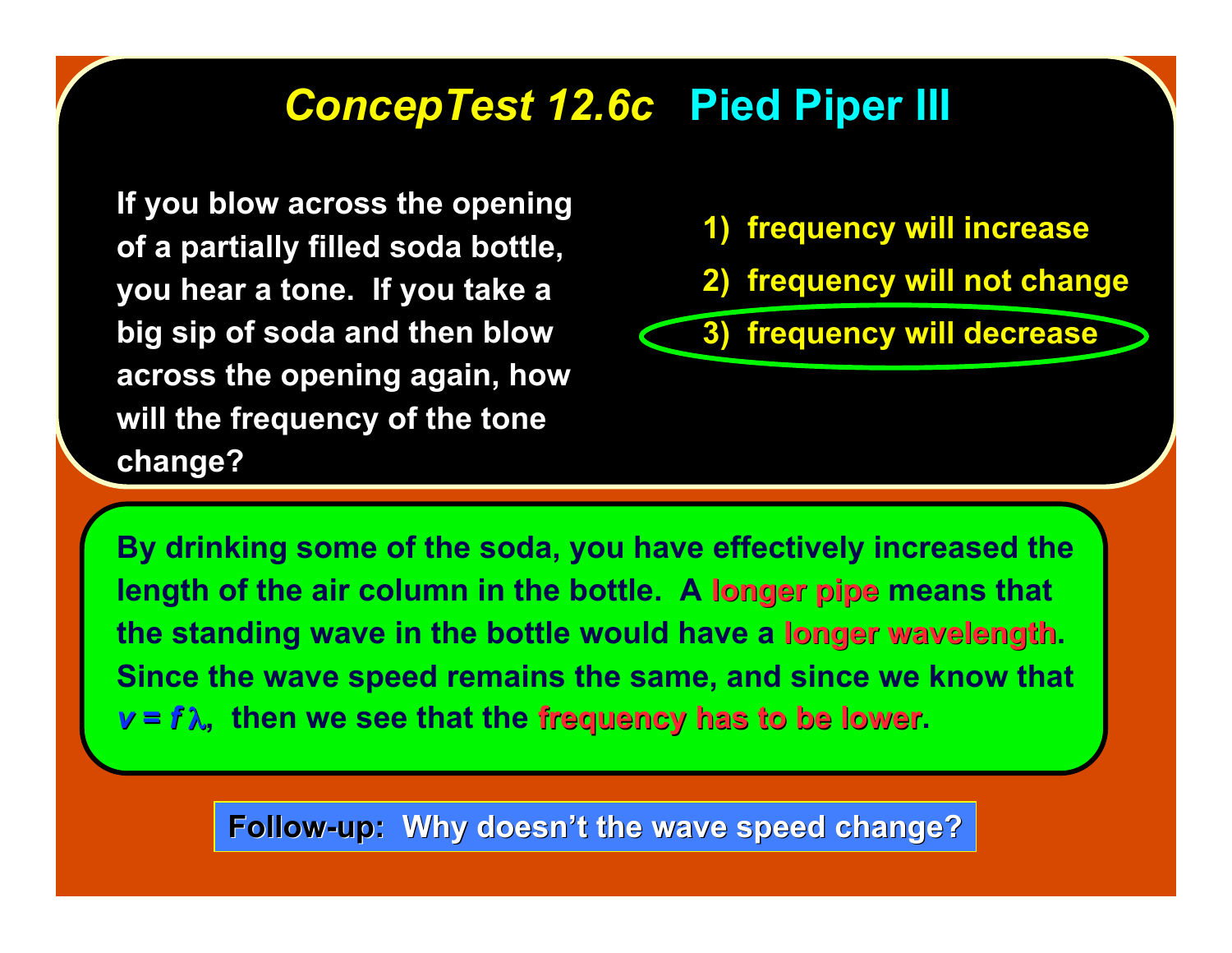# *ConcepTest 12.6c* Pied Piper III

If you blow across the opening of a partially filled soda bottle, you hear a tone. If you take a big sip of soda and then blow across the opening again, how will the frequency of the tone change?

1) frequency will increase
2) frequency will not change
3) frequency will decrease

By drinking some of the soda, you have effectively increased the length of the air column in the bottle. A **longer pipe** means that the standing wave in the bottle would have a **longer wavelength**. Since the wave speed remains the same, and since we know that $v = f\lambda$, then we see that the **frequency has to be lower**.

**Follow-up: Why doesn't the wave speed change?**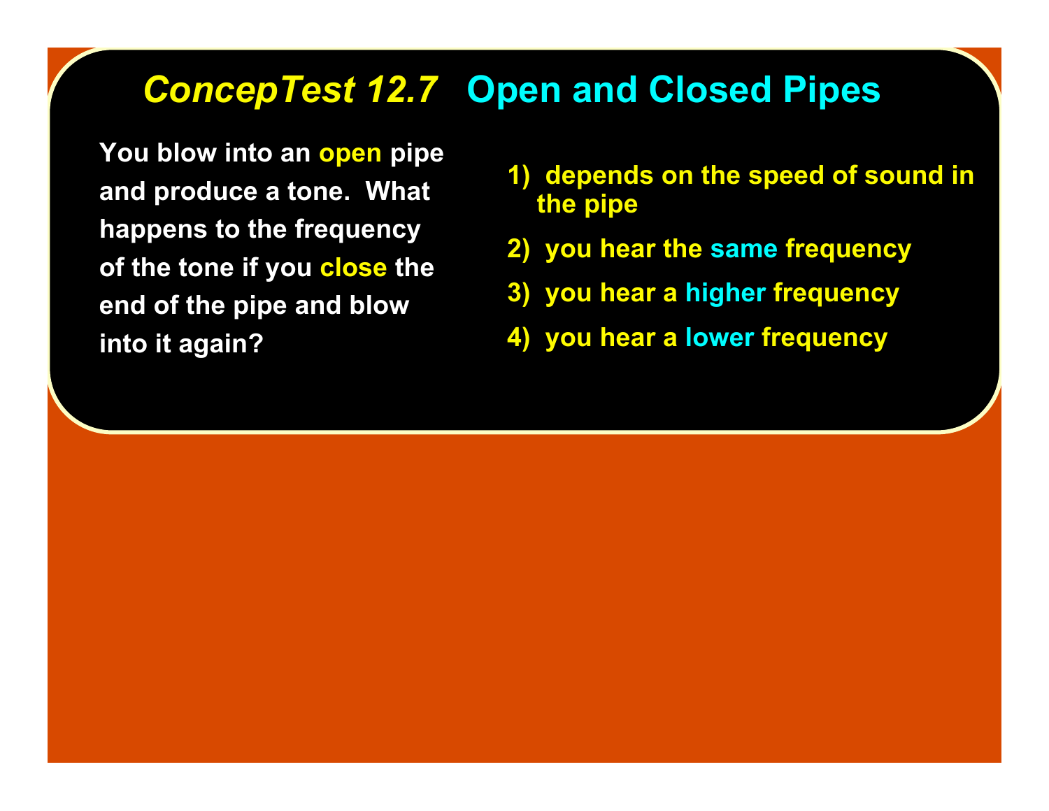# *ConcepTest 12.7* Open and Closed Pipes

You blow into an open pipe and produce a tone. What happens to the frequency of the tone if you close the end of the pipe and blow into it again?

1) depends on the speed of sound in the pipe
2) you hear the same frequency
3) you hear a higher frequency
4) you hear a lower frequency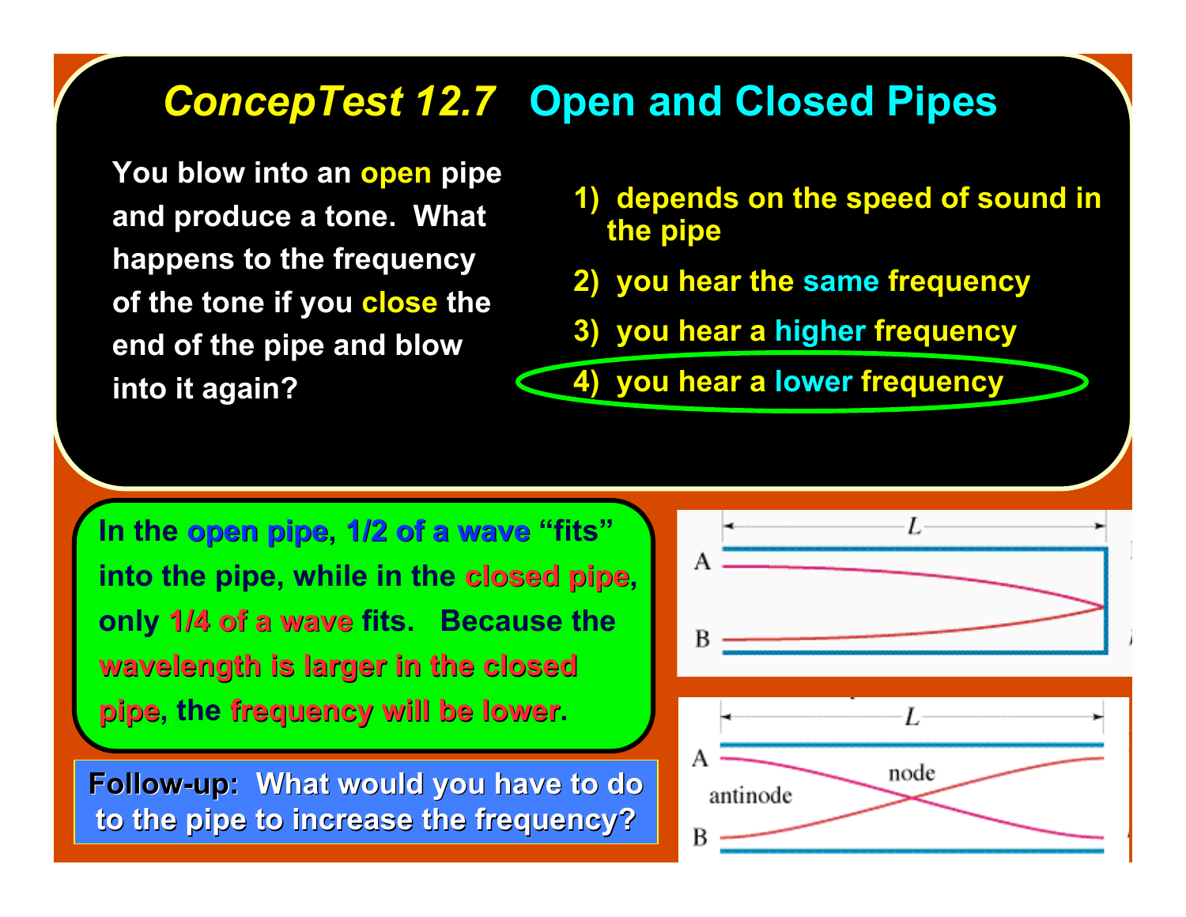# *ConcepTest 12.7* Open and Closed Pipes

You blow into an **open** pipe and produce a tone. What happens to the frequency of the tone if you **close** the end of the pipe and blow into it again?

1) depends on the speed of sound in the pipe
2) you hear the **same** frequency
3) you hear a **higher** frequency
4) you hear a **lower** frequency

In the **open pipe**, **1/2 of a wave** "fits" into the pipe, while in the **closed pipe**, only **1/4 of a wave** fits. Because the **wavelength is larger in the closed pipe**, the **frequency will be lower**.

**Follow-up: What would you have to do to the pipe to increase the frequency?**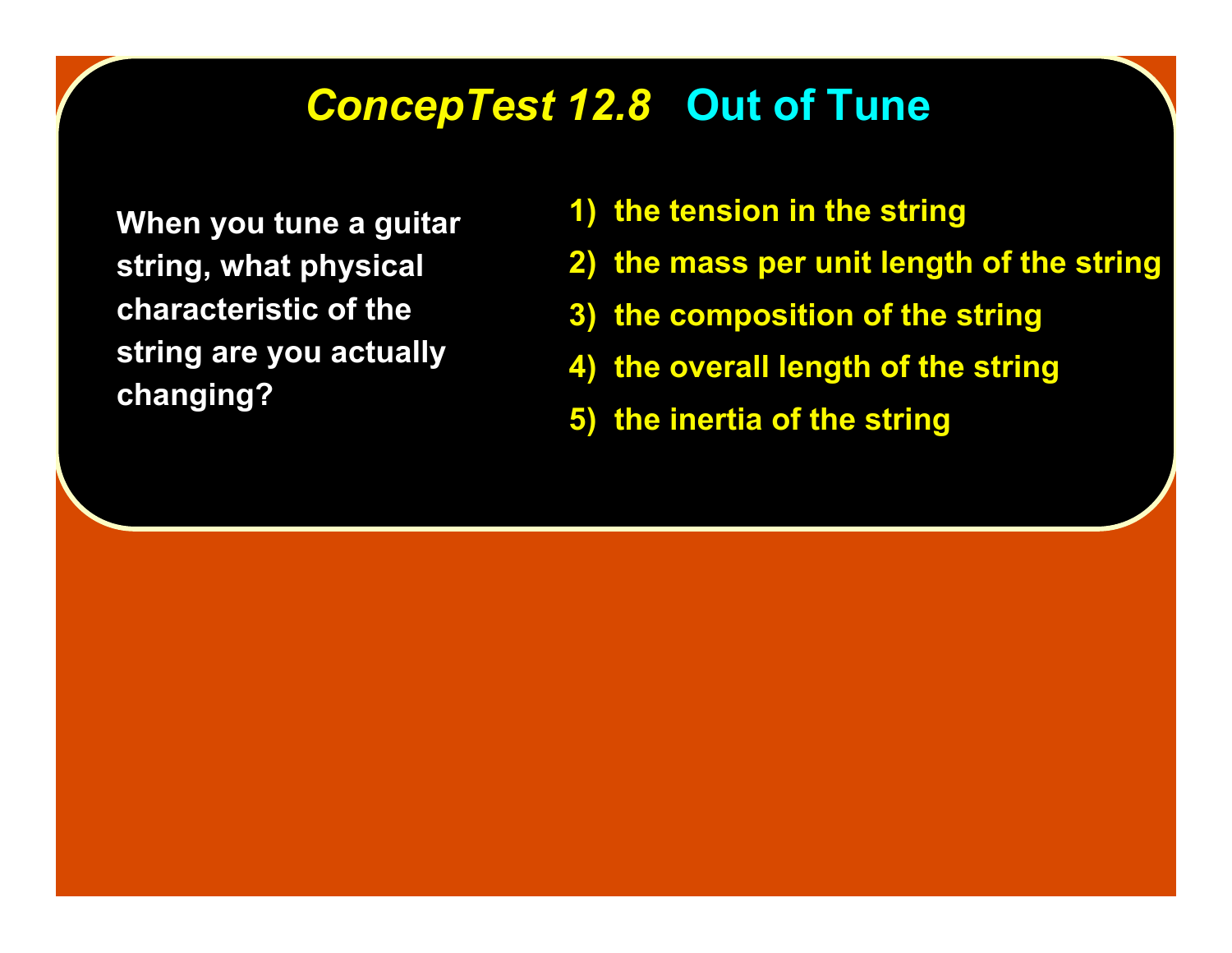# *ConcepTest 12.8* Out of Tune

When you tune a guitar string, what physical characteristic of the string are you actually changing?

1) the tension in the string
2) the mass per unit length of the string
3) the composition of the string
4) the overall length of the string
5) the inertia of the string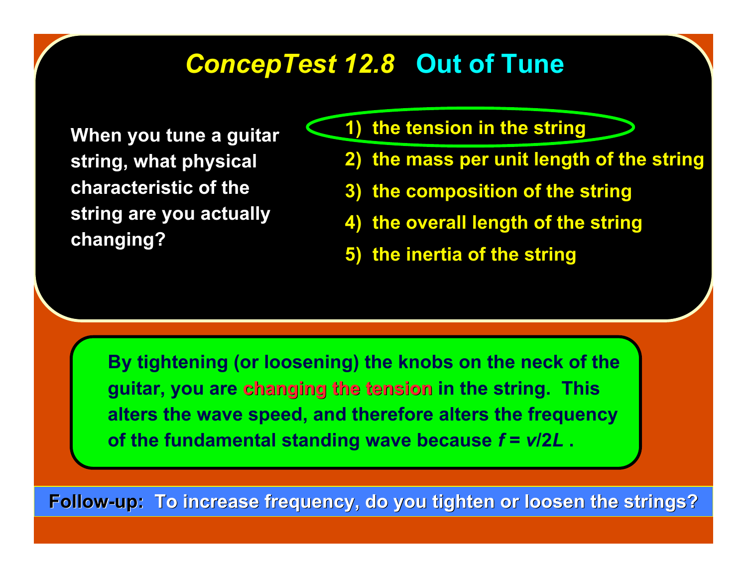# *ConcepTest 12.8* Out of Tune

When you tune a guitar string, what physical characteristic of the string are you actually changing?

1) the tension in the string
2) the mass per unit length of the string
3) the composition of the string
4) the overall length of the string
5) the inertia of the string

By tightening (or loosening) the knobs on the neck of the guitar, you are **changing the tension** in the string. This alters the wave speed, and therefore alters the frequency of the fundamental standing wave because $f = v/2L$ .

**Follow-up:** To increase frequency, do you tighten or loosen the strings?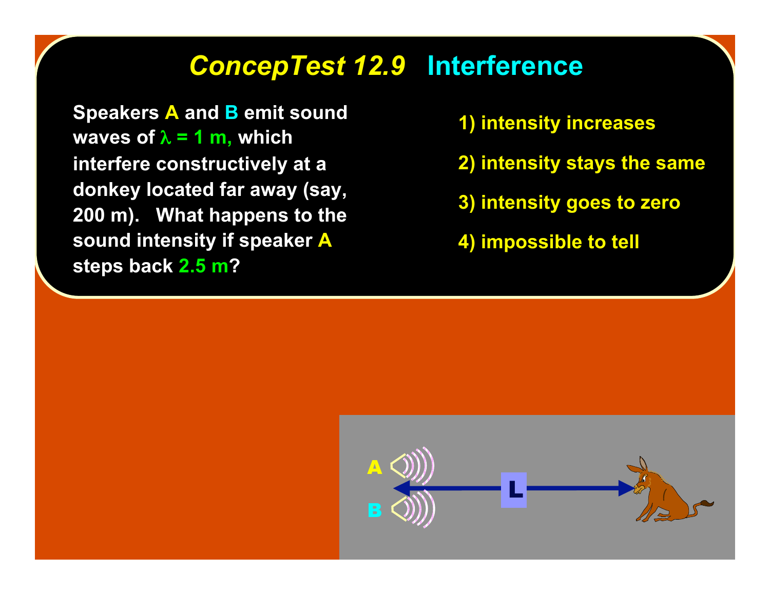# *ConcepTest 12.9* Interference

Speakers **A** and **B** emit sound waves of $\lambda$ = 1 m, which interfere constructively at a donkey located far away (say, 200 m). What happens to the sound intensity if speaker **A** steps back 2.5 m?

1) intensity increases

2) intensity stays the same

3) intensity goes to zero

4) impossible to tell

A

B

L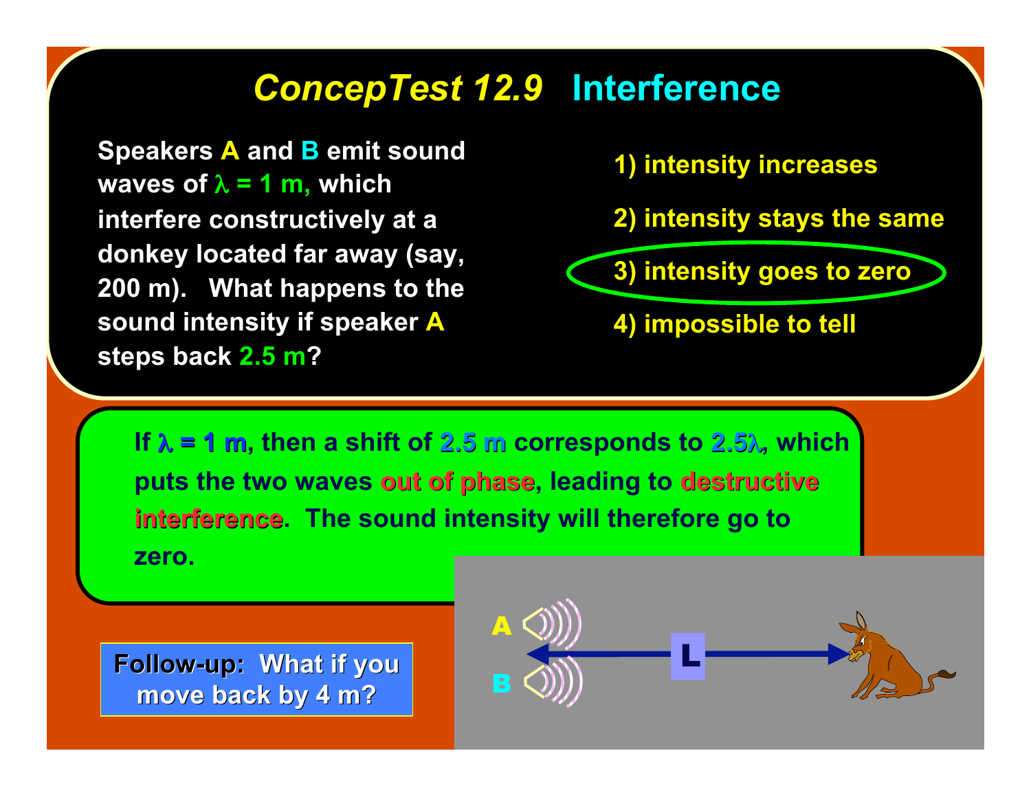# *ConcepTest 12.9* Interference

Speakers **A** and **B** emit sound waves of $\lambda = 1$ m, which interfere constructively at a donkey located far away (say, 200 m). What happens to the sound intensity if speaker **A** steps back **2.5 m**?

1) intensity increases

2) intensity stays the same

3) intensity goes to zero

4) impossible to tell

If $\lambda = 1$ m, then a shift of **2.5 m** corresponds to $2.5\lambda$, which puts the two waves **out of phase**, leading to **destructive interference**. The sound intensity will therefore go to zero.

A

B

L

**Follow-up: What if you move back by 4 m?**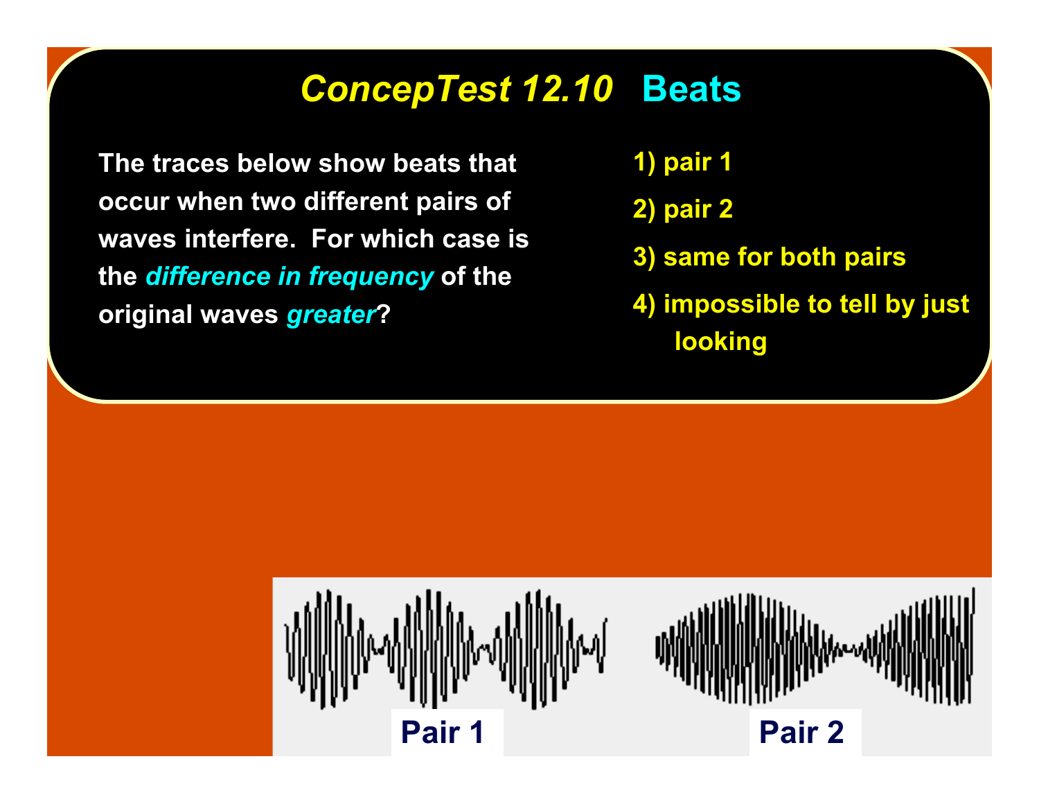# *ConcepTest 12.10* Beats

The traces below show beats that occur when two different pairs of waves interfere. For which case is the ***difference in frequency*** of the original waves ***greater***?

1) pair 1
2) pair 2
3) same for both pairs
4) impossible to tell by just looking

Pair 1

Pair 2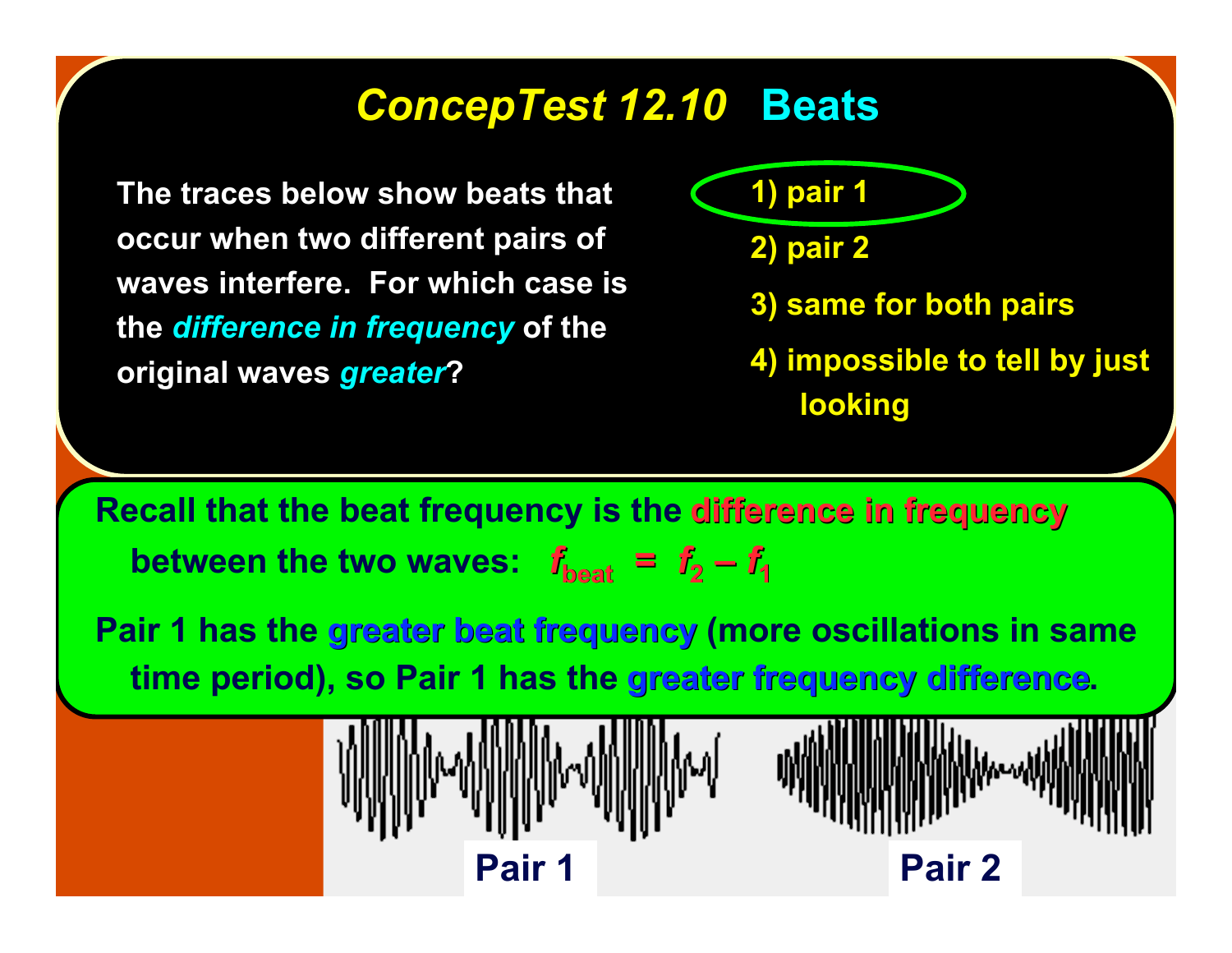# *ConcepTest 12.10* Beats

The traces below show beats that occur when two different pairs of waves interfere. For which case is the *difference in frequency* of the original waves *greater*?

1) pair 1
2) pair 2
3) same for both pairs
4) impossible to tell by just looking

Recall that the beat frequency is the **difference in frequency** between the two waves: $f_{beat} = f_2 - f_1$

Pair 1 has the **greater beat frequency** (more oscillations in same time period), so Pair 1 has the **greater frequency difference**.

Pair 1

Pair 2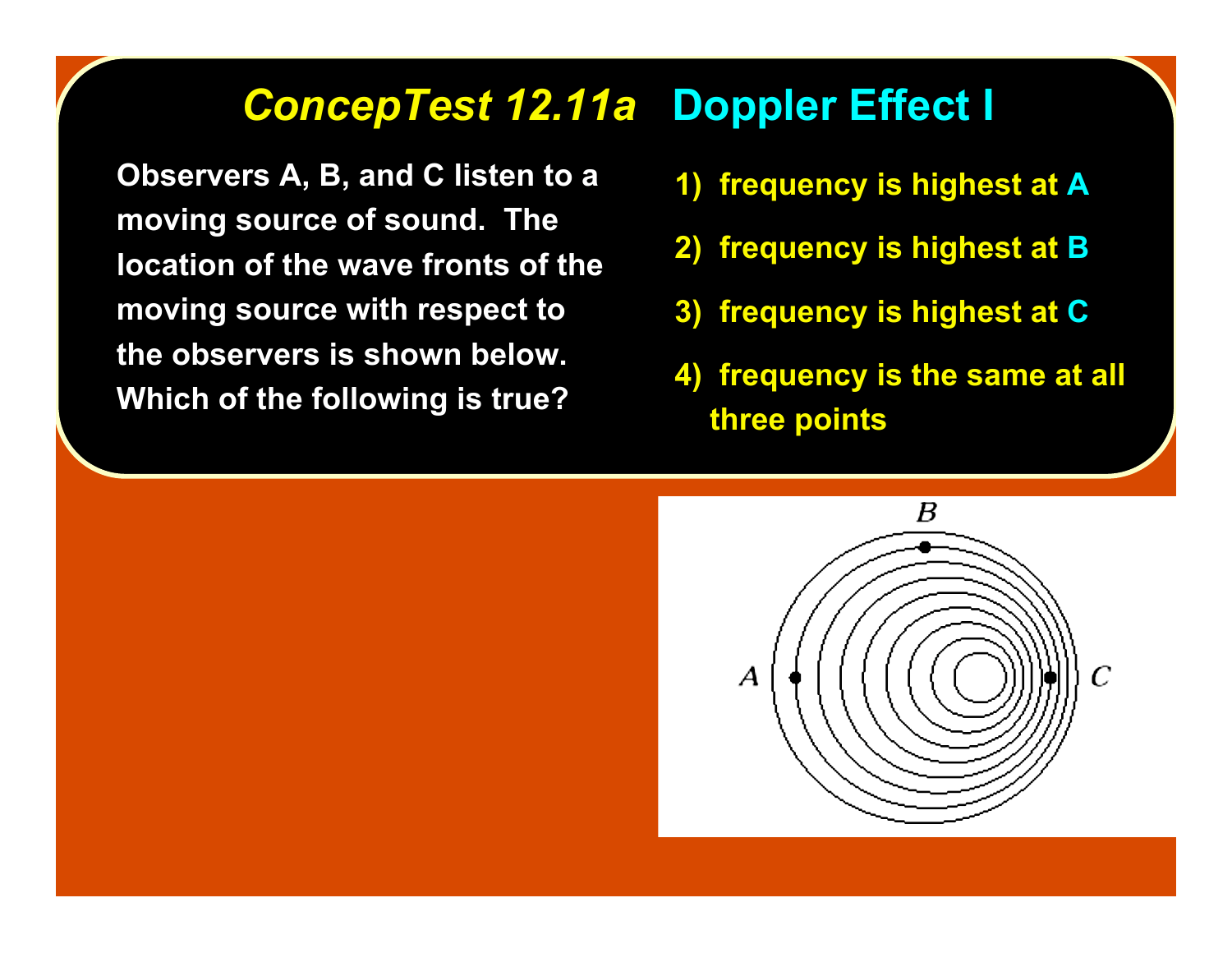# *ConcepTest 12.11a* Doppler Effect I

Observers A, B, and C listen to a moving source of sound. The location of the wave fronts of the moving source with respect to the observers is shown below. Which of the following is true?

1) frequency is highest at A
2) frequency is highest at B
3) frequency is highest at C
4) frequency is the same at all three points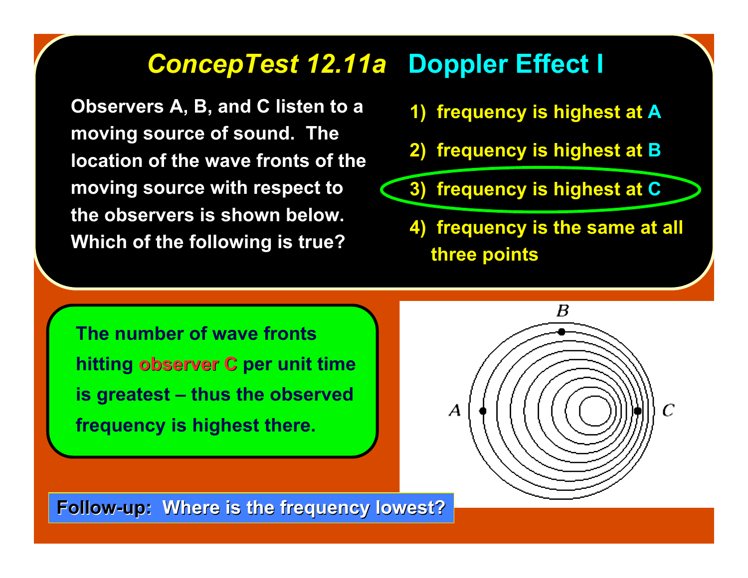# *ConcepTest 12.11a* Doppler Effect I

Observers A, B, and C listen to a moving source of sound. The location of the wave fronts of the moving source with respect to the observers is shown below. Which of the following is true?

1) frequency is highest at A
2) frequency is highest at B
3) frequency is highest at C
4) frequency is the same at all three points

The number of wave fronts hitting observer C per unit time is greatest – thus the observed frequency is highest there.

**Follow-up: Where is the frequency lowest?**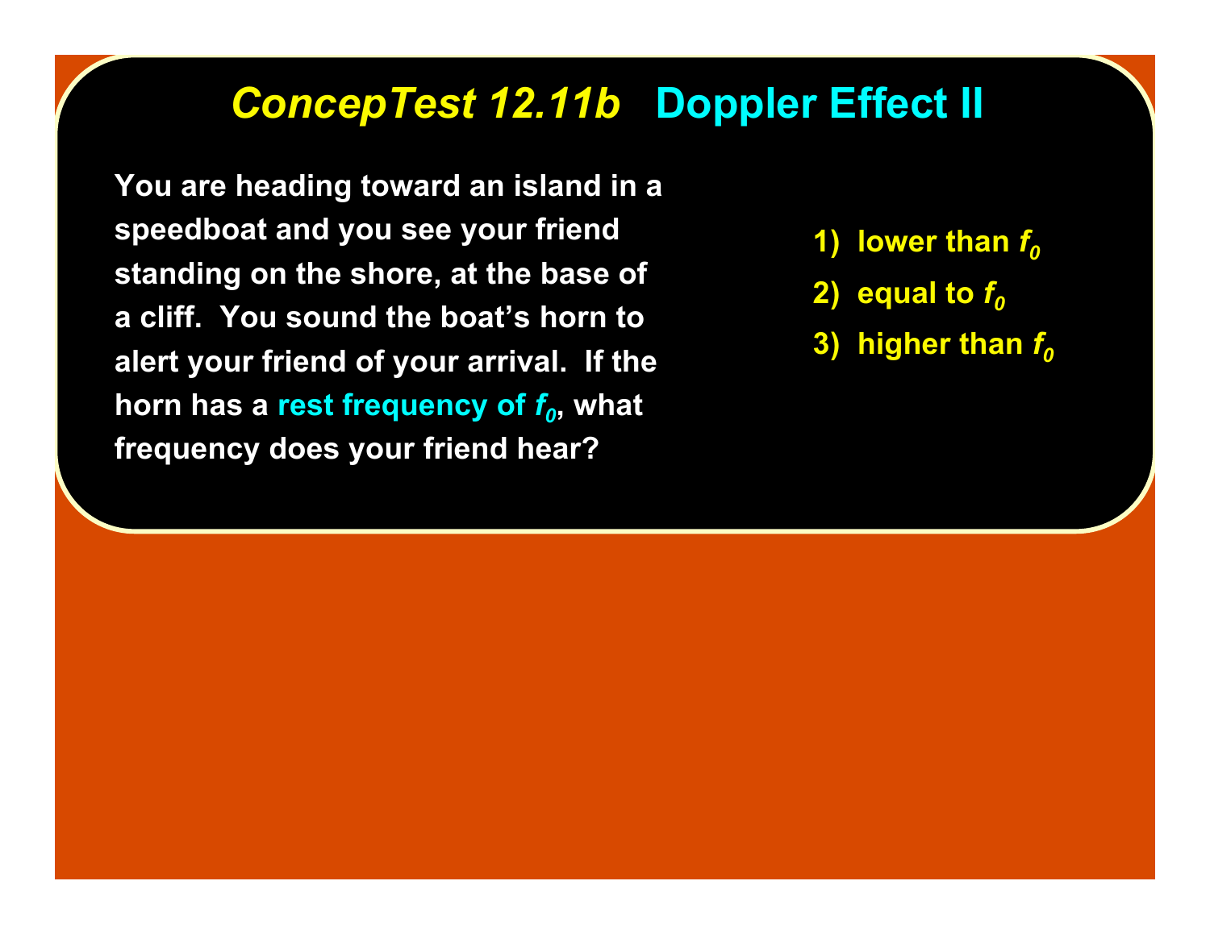# *ConcepTest 12.11b* Doppler Effect II

You are heading toward an island in a speedboat and you see your friend standing on the shore, at the base of a cliff. You sound the boat's horn to alert your friend of your arrival. If the horn has a rest frequency of $f_0$, what frequency does your friend hear?

1) lower than $f_0$
2) equal to $f_0$
3) higher than $f_0$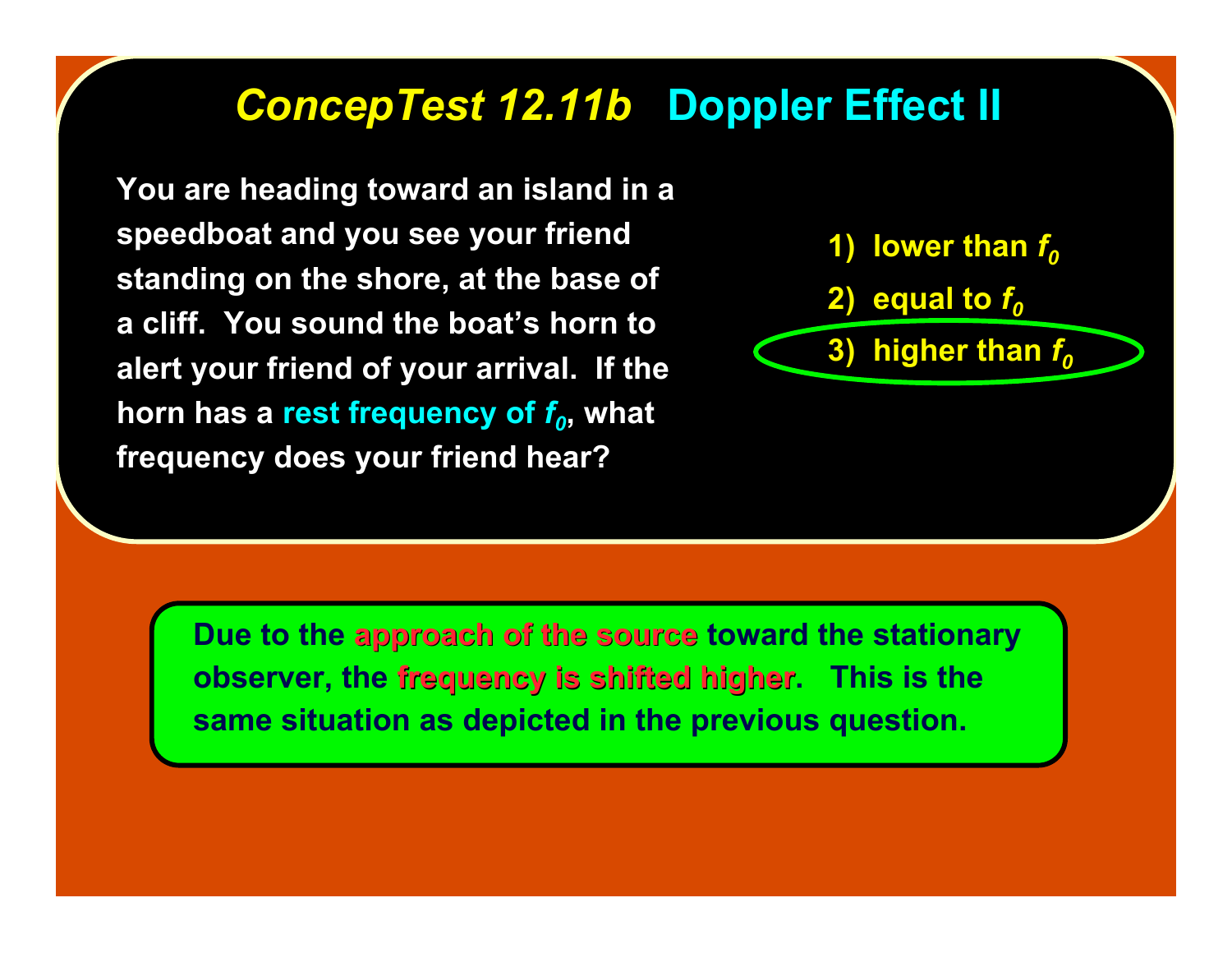# *ConcepTest 12.11b* Doppler Effect II

You are heading toward an island in a speedboat and you see your friend standing on the shore, at the base of a cliff. You sound the boat's horn to alert your friend of your arrival. If the horn has a rest frequency of $f_0$, what frequency does your friend hear?

1) lower than $f_0$
2) equal to $f_0$
3) higher than $f_0$

Due to the approach of the source toward the stationary observer, the frequency is shifted higher. This is the same situation as depicted in the previous question.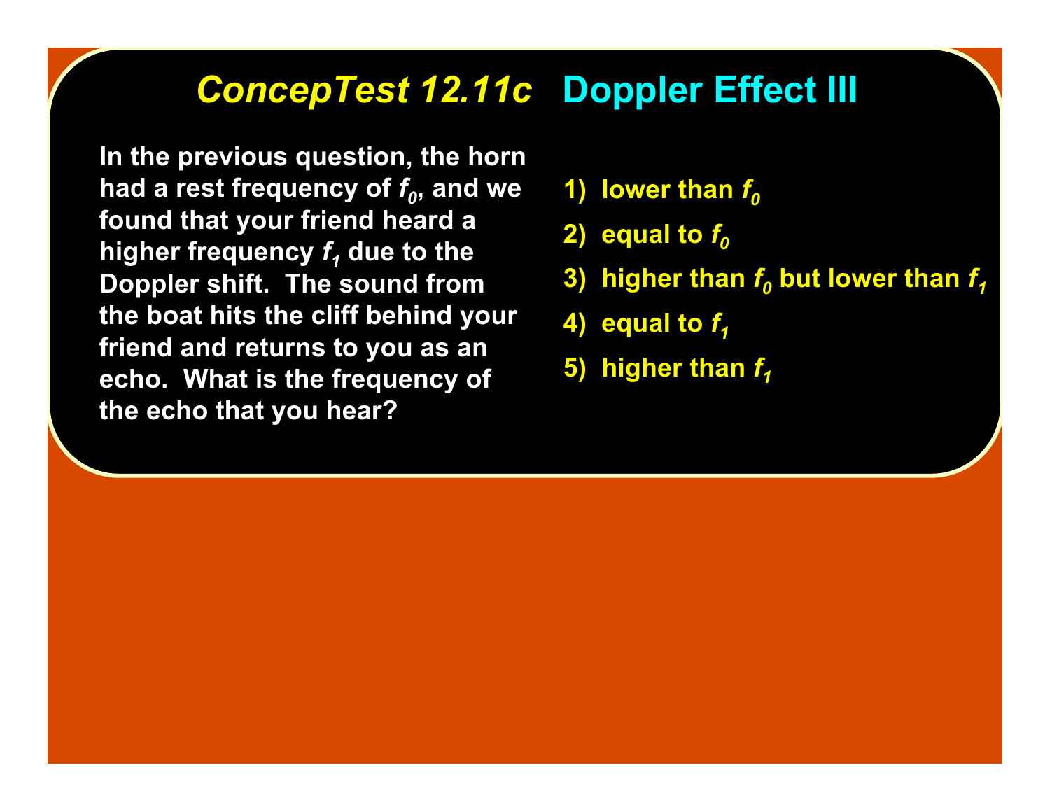# *ConcepTest 12.11c* Doppler Effect III

In the previous question, the horn had a rest frequency of $f_0$, and we found that your friend heard a higher frequency $f_1$ due to the Doppler shift. The sound from the boat hits the cliff behind your friend and returns to you as an echo. What is the frequency of the echo that you hear?

1) lower than $f_0$
2) equal to $f_0$
3) higher than $f_0$ but lower than $f_1$
4) equal to $f_1$
5) higher than $f_1$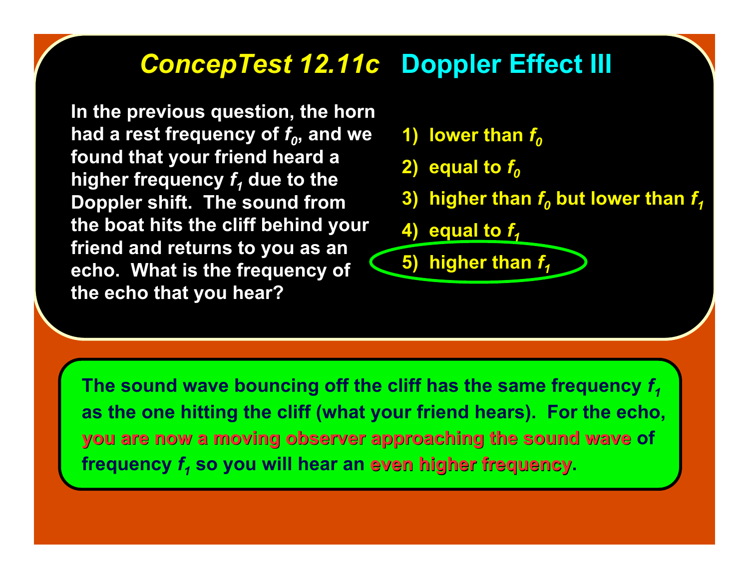# *ConcepTest 12.11c* Doppler Effect III

In the previous question, the horn had a rest frequency of $f_0$, and we found that your friend heard a higher frequency $f_1$ due to the Doppler shift. The sound from the boat hits the cliff behind your friend and returns to you as an echo. What is the frequency of the echo that you hear?

1) lower than $f_0$
2) equal to $f_0$
3) higher than $f_0$ but lower than $f_1$
4) equal to $f_1$
5) higher than $f_1$

The sound wave bouncing off the cliff has the same frequency $f_1$ as the one hitting the cliff (what your friend hears). For the echo, you are now a moving observer approaching the sound wave of frequency $f_1$ so you will hear an even higher frequency.